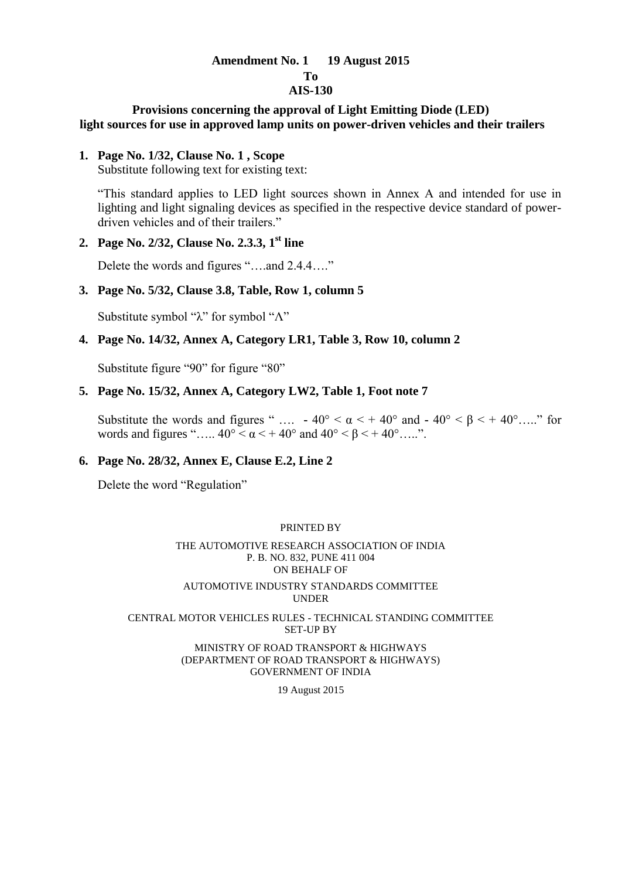# Amendment No. 1 19 August 2015

**To**

**AIS-130**

## Provisions concerning the approval of Light Emitting Diode (LED) light sources for use in approved lamp units on power-driven vehicles and their trailers

1. **Page No. 1/32, Clause No. 1 , Scope**

   Substitute following text for existing text:

   "This standard applies to LED light sources shown in Annex A and intended for use in lighting and light signaling devices as specified in the respective device standard of power-driven vehicles and of their trailers."

2. **Page No. 2/32, Clause No. 2.3.3, 1st line**

   Delete the words and figures "….and 2.4.4…."

3. **Page No. 5/32, Clause 3.8, Table, Row 1, column 5**

   Substitute symbol "$\lambda$" for symbol "$\Lambda$"

4. **Page No. 14/32, Annex A, Category LR1, Table 3, Row 10, column 2**

   Substitute figure "90" for figure "80"

5. **Page No. 15/32, Annex A, Category LW2, Table 1, Foot note 7**

   Substitute the words and figures " …. $- 40° < \alpha < + 40°$ and $- 40° < \beta < + 40°$….." for words and figures "….. $40° < \alpha < + 40°$ and $40° < \beta < + 40°$…..".

6. **Page No. 28/32, Annex E, Clause E.2, Line 2**

   Delete the word "Regulation"

PRINTED BY

THE AUTOMOTIVE RESEARCH ASSOCIATION OF INDIA
P. B. NO. 832, PUNE 411 004
ON BEHALF OF

AUTOMOTIVE INDUSTRY STANDARDS COMMITTEE
UNDER

CENTRAL MOTOR VEHICLES RULES - TECHNICAL STANDING COMMITTEE
SET-UP BY

MINISTRY OF ROAD TRANSPORT & HIGHWAYS
(DEPARTMENT OF ROAD TRANSPORT & HIGHWAYS)
GOVERNMENT OF INDIA

19 August 2015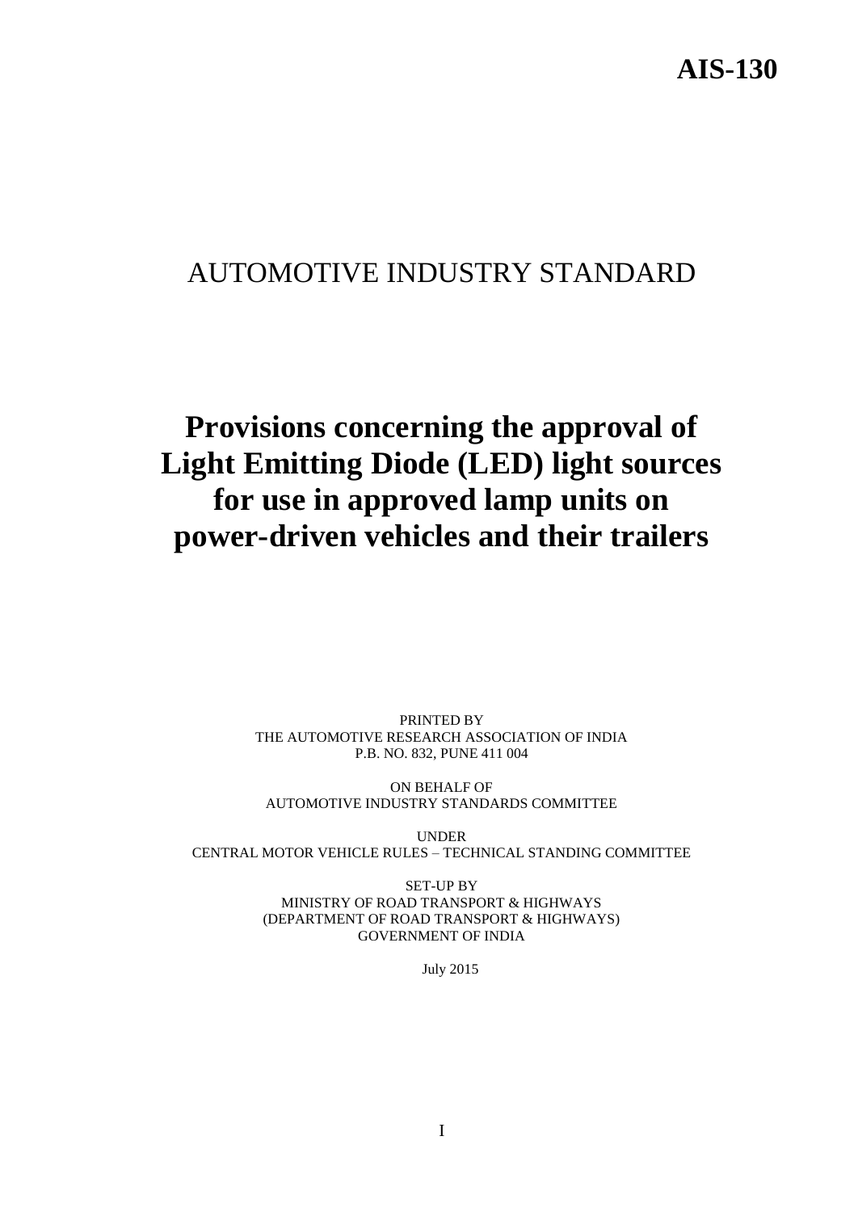# AIS-130

## AUTOMOTIVE INDUSTRY STANDARD

# Provisions concerning the approval of Light Emitting Diode (LED) light sources for use in approved lamp units on power-driven vehicles and their trailers

PRINTED BY
THE AUTOMOTIVE RESEARCH ASSOCIATION OF INDIA
P.B. NO. 832, PUNE 411 004

ON BEHALF OF
AUTOMOTIVE INDUSTRY STANDARDS COMMITTEE

UNDER
CENTRAL MOTOR VEHICLE RULES – TECHNICAL STANDING COMMITTEE

SET-UP BY
MINISTRY OF ROAD TRANSPORT & HIGHWAYS
(DEPARTMENT OF ROAD TRANSPORT & HIGHWAYS)
GOVERNMENT OF INDIA

July 2015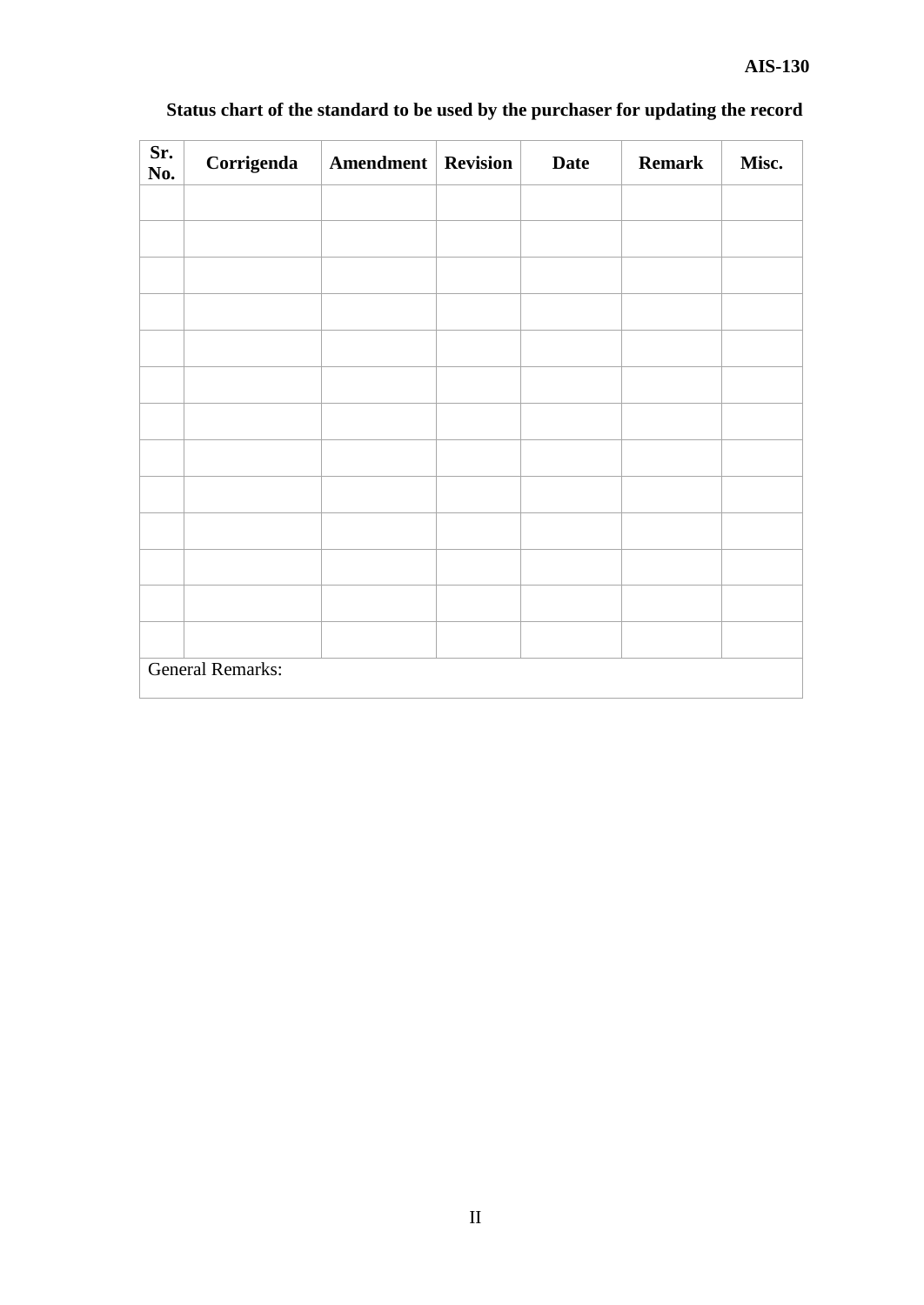**Status chart of the standard to be used by the purchaser for updating the record**

| Sr. No. | Corrigenda | Amendment | Revision | Date | Remark | Misc. |
|---|---|---|---|---|---|---|
| | | | | | | |
| | | | | | | |
| | | | | | | |
| | | | | | | |
| | | | | | | |
| | | | | | | |
| | | | | | | |
| | | | | | | |
| | | | | | | |
| | | | | | | |
| | | | | | | |
| | | | | | | |
| | | | | | | |
| General Remarks: | | | | | | |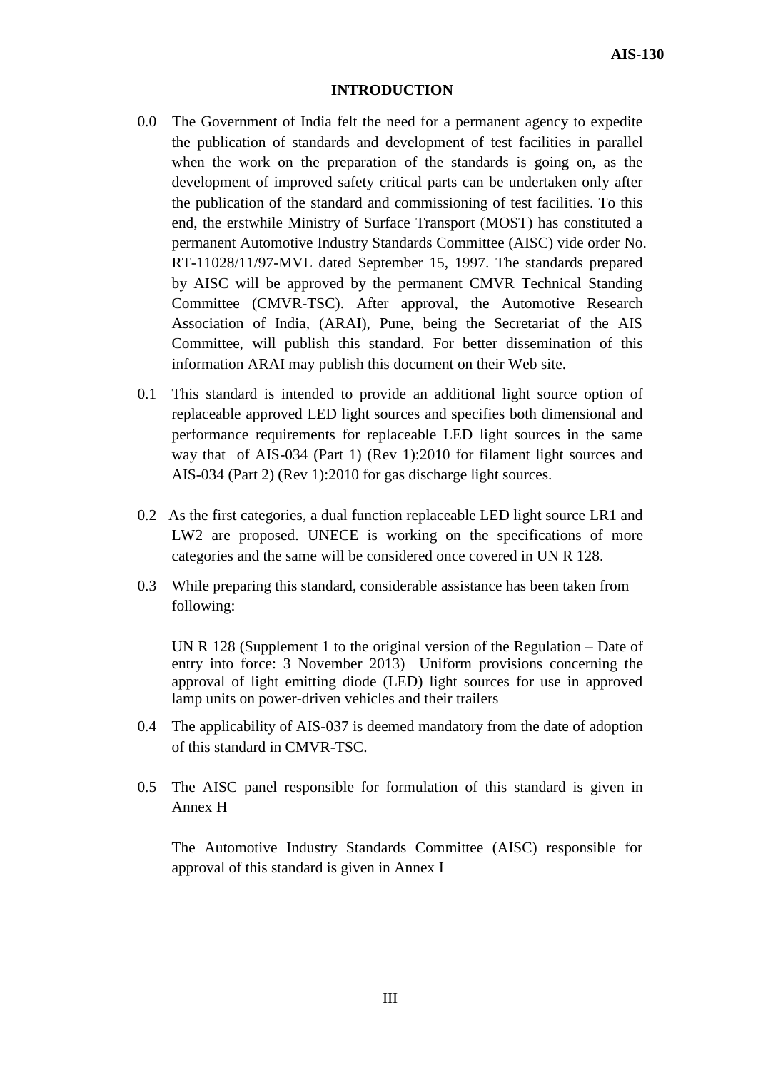## INTRODUCTION

0.0 The Government of India felt the need for a permanent agency to expedite the publication of standards and development of test facilities in parallel when the work on the preparation of the standards is going on, as the development of improved safety critical parts can be undertaken only after the publication of the standard and commissioning of test facilities. To this end, the erstwhile Ministry of Surface Transport (MOST) has constituted a permanent Automotive Industry Standards Committee (AISC) vide order No. RT-11028/11/97-MVL dated September 15, 1997. The standards prepared by AISC will be approved by the permanent CMVR Technical Standing Committee (CMVR-TSC). After approval, the Automotive Research Association of India, (ARAI), Pune, being the Secretariat of the AIS Committee, will publish this standard. For better dissemination of this information ARAI may publish this document on their Web site.

0.1 This standard is intended to provide an additional light source option of replaceable approved LED light sources and specifies both dimensional and performance requirements for replaceable LED light sources in the same way that of AIS-034 (Part 1) (Rev 1):2010 for filament light sources and AIS-034 (Part 2) (Rev 1):2010 for gas discharge light sources.

0.2 As the first categories, a dual function replaceable LED light source LR1 and LW2 are proposed. UNECE is working on the specifications of more categories and the same will be considered once covered in UN R 128.

0.3 While preparing this standard, considerable assistance has been taken from following:

UN R 128 (Supplement 1 to the original version of the Regulation – Date of entry into force: 3 November 2013) Uniform provisions concerning the approval of light emitting diode (LED) light sources for use in approved lamp units on power-driven vehicles and their trailers

0.4 The applicability of AIS-037 is deemed mandatory from the date of adoption of this standard in CMVR-TSC.

0.5 The AISC panel responsible for formulation of this standard is given in Annex H

The Automotive Industry Standards Committee (AISC) responsible for approval of this standard is given in Annex I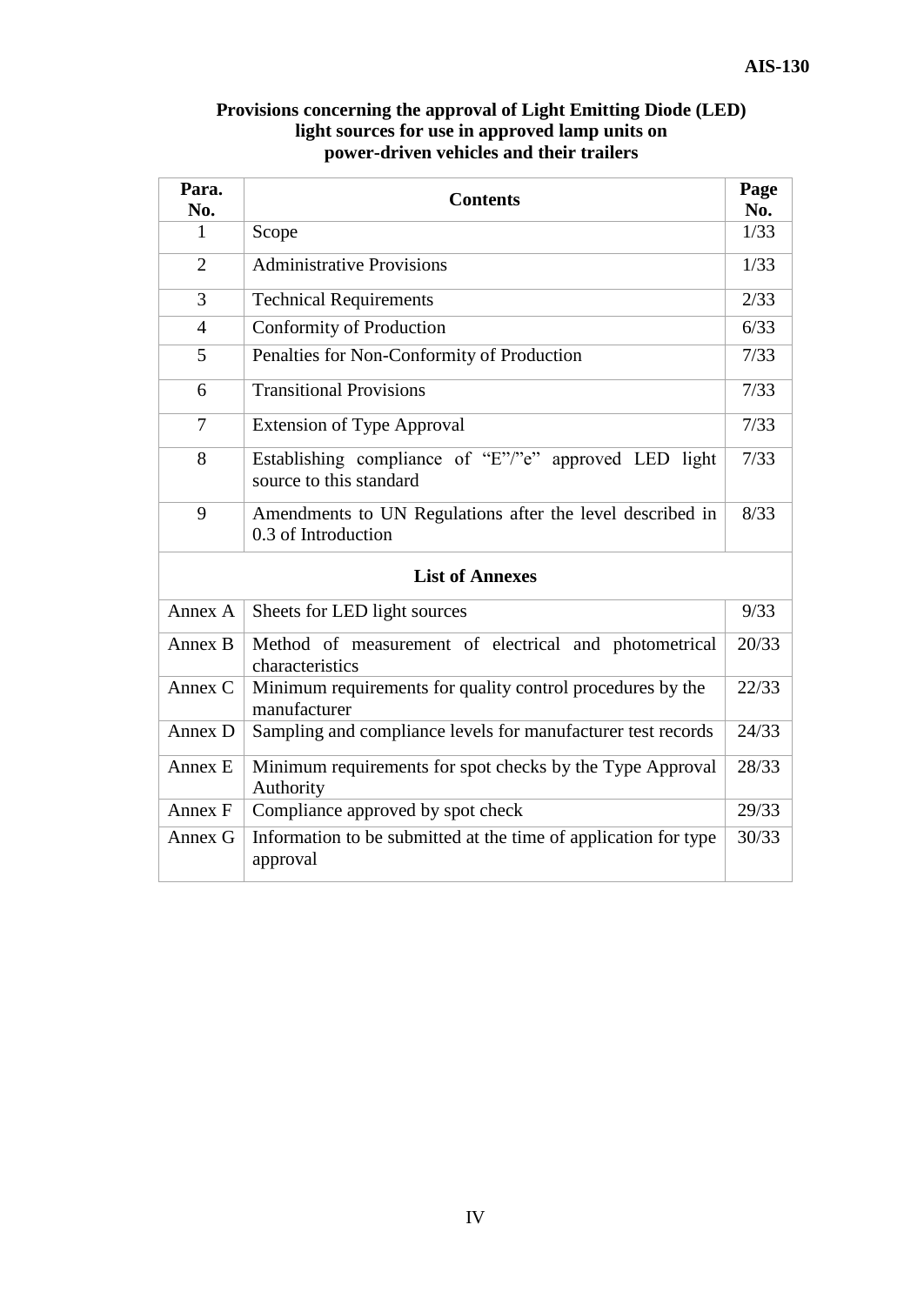**Provisions concerning the approval of Light Emitting Diode (LED) light sources for use in approved lamp units on power-driven vehicles and their trailers**

| Para. No. | Contents | Page No. |
|---|---|---|
| 1 | Scope | 1/33 |
| 2 | Administrative Provisions | 1/33 |
| 3 | Technical Requirements | 2/33 |
| 4 | Conformity of Production | 6/33 |
| 5 | Penalties for Non-Conformity of Production | 7/33 |
| 6 | Transitional Provisions | 7/33 |
| 7 | Extension of Type Approval | 7/33 |
| 8 | Establishing compliance of “E”/”e” approved LED light source to this standard | 7/33 |
| 9 | Amendments to UN Regulations after the level described in 0.3 of Introduction | 8/33 |
| | **List of Annexes** | |
| Annex A | Sheets for LED light sources | 9/33 |
| Annex B | Method of measurement of electrical and photometrical characteristics | 20/33 |
| Annex C | Minimum requirements for quality control procedures by the manufacturer | 22/33 |
| Annex D | Sampling and compliance levels for manufacturer test records | 24/33 |
| Annex E | Minimum requirements for spot checks by the Type Approval Authority | 28/33 |
| Annex F | Compliance approved by spot check | 29/33 |
| Annex G | Information to be submitted at the time of application for type approval | 30/33 |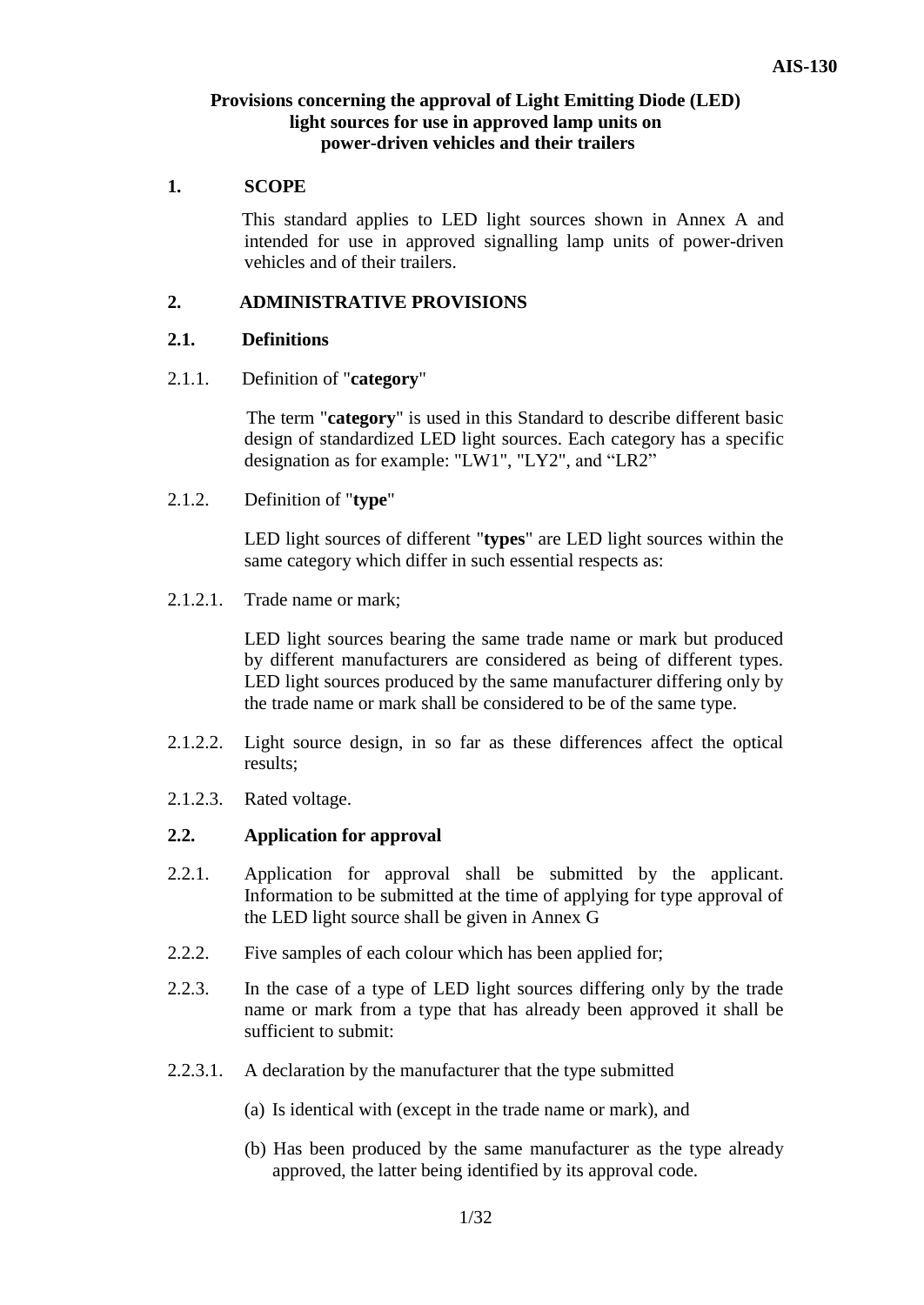**Provisions concerning the approval of Light Emitting Diode (LED) light sources for use in approved lamp units on power-driven vehicles and their trailers**

## 1. SCOPE

This standard applies to LED light sources shown in Annex A and intended for use in approved signalling lamp units of power-driven vehicles and of their trailers.

## 2. ADMINISTRATIVE PROVISIONS

### 2.1. Definitions

2.1.1. Definition of "**category**"

The term "**category**" is used in this Standard to describe different basic design of standardized LED light sources. Each category has a specific designation as for example: "LW1", "LY2", and “LR2”

2.1.2. Definition of "**type**"

LED light sources of different "**types**" are LED light sources within the same category which differ in such essential respects as:

2.1.2.1. Trade name or mark;

LED light sources bearing the same trade name or mark but produced by different manufacturers are considered as being of different types. LED light sources produced by the same manufacturer differing only by the trade name or mark shall be considered to be of the same type.

2.1.2.2. Light source design, in so far as these differences affect the optical results;

2.1.2.3. Rated voltage.

### 2.2. Application for approval

2.2.1. Application for approval shall be submitted by the applicant. Information to be submitted at the time of applying for type approval of the LED light source shall be given in Annex G

2.2.2. Five samples of each colour which has been applied for;

2.2.3. In the case of a type of LED light sources differing only by the trade name or mark from a type that has already been approved it shall be sufficient to submit:

2.2.3.1. A declaration by the manufacturer that the type submitted

(a) Is identical with (except in the trade name or mark), and

(b) Has been produced by the same manufacturer as the type already approved, the latter being identified by its approval code.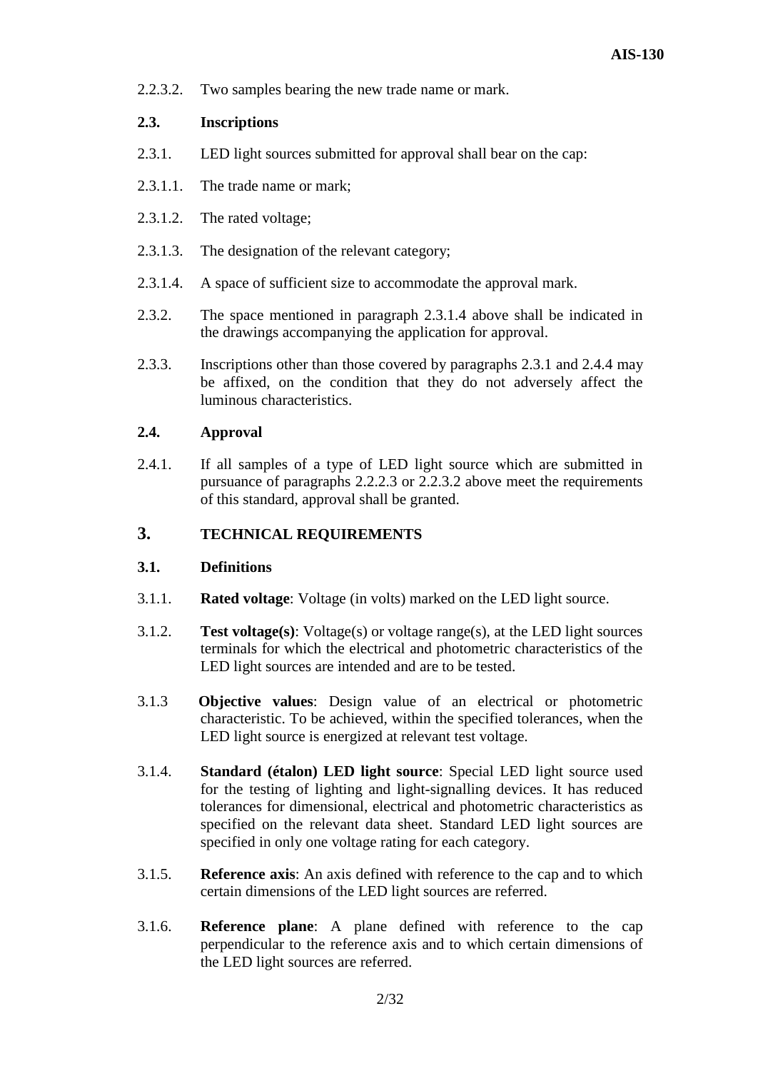2.2.3.2. Two samples bearing the new trade name or mark.

**2.3. Inscriptions**

2.3.1. LED light sources submitted for approval shall bear on the cap:

2.3.1.1. The trade name or mark;

2.3.1.2. The rated voltage;

2.3.1.3. The designation of the relevant category;

2.3.1.4. A space of sufficient size to accommodate the approval mark.

2.3.2. The space mentioned in paragraph 2.3.1.4 above shall be indicated in the drawings accompanying the application for approval.

2.3.3. Inscriptions other than those covered by paragraphs 2.3.1 and 2.4.4 may be affixed, on the condition that they do not adversely affect the luminous characteristics.

**2.4. Approval**

2.4.1. If all samples of a type of LED light source which are submitted in pursuance of paragraphs 2.2.2.3 or 2.2.3.2 above meet the requirements of this standard, approval shall be granted.

## 3. TECHNICAL REQUIREMENTS

**3.1. Definitions**

3.1.1. **Rated voltage**: Voltage (in volts) marked on the LED light source.

3.1.2. **Test voltage(s)**: Voltage(s) or voltage range(s), at the LED light sources terminals for which the electrical and photometric characteristics of the LED light sources are intended and are to be tested.

3.1.3 **Objective values**: Design value of an electrical or photometric characteristic. To be achieved, within the specified tolerances, when the LED light source is energized at relevant test voltage.

3.1.4. **Standard (étalon) LED light source**: Special LED light source used for the testing of lighting and light-signalling devices. It has reduced tolerances for dimensional, electrical and photometric characteristics as specified on the relevant data sheet. Standard LED light sources are specified in only one voltage rating for each category.

3.1.5. **Reference axis**: An axis defined with reference to the cap and to which certain dimensions of the LED light sources are referred.

3.1.6. **Reference plane**: A plane defined with reference to the cap perpendicular to the reference axis and to which certain dimensions of the LED light sources are referred.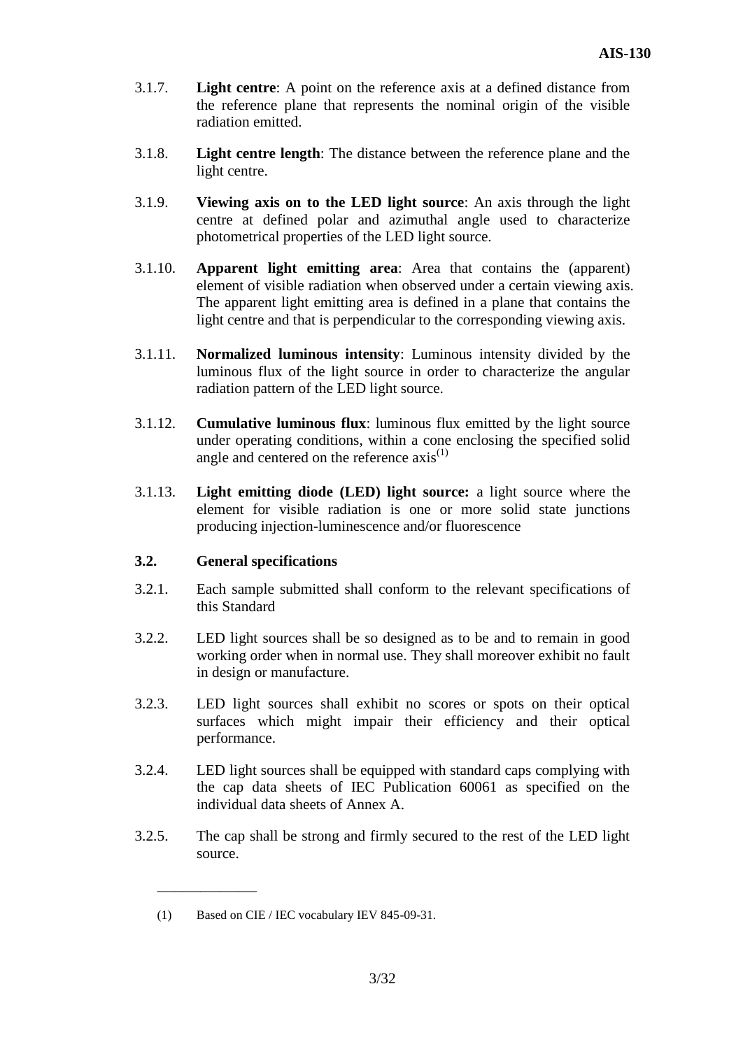3.1.7. **Light centre**: A point on the reference axis at a defined distance from the reference plane that represents the nominal origin of the visible radiation emitted.

3.1.8. **Light centre length**: The distance between the reference plane and the light centre.

3.1.9. **Viewing axis on to the LED light source**: An axis through the light centre at defined polar and azimuthal angle used to characterize photometrical properties of the LED light source.

3.1.10. **Apparent light emitting area**: Area that contains the (apparent) element of visible radiation when observed under a certain viewing axis. The apparent light emitting area is defined in a plane that contains the light centre and that is perpendicular to the corresponding viewing axis.

3.1.11. **Normalized luminous intensity**: Luminous intensity divided by the luminous flux of the light source in order to characterize the angular radiation pattern of the LED light source.

3.1.12. **Cumulative luminous flux**: luminous flux emitted by the light source under operating conditions, within a cone enclosing the specified solid angle and centered on the reference axis(1)

3.1.13. **Light emitting diode (LED) light source:** a light source where the element for visible radiation is one or more solid state junctions producing injection-luminescence and/or fluorescence

### 3.2. General specifications

3.2.1. Each sample submitted shall conform to the relevant specifications of this Standard

3.2.2. LED light sources shall be so designed as to be and to remain in good working order when in normal use. They shall moreover exhibit no fault in design or manufacture.

3.2.3. LED light sources shall exhibit no scores or spots on their optical surfaces which might impair their efficiency and their optical performance.

3.2.4. LED light sources shall be equipped with standard caps complying with the cap data sheets of IEC Publication 60061 as specified on the individual data sheets of Annex A.

3.2.5. The cap shall be strong and firmly secured to the rest of the LED light source.

---

(1) Based on CIE / IEC vocabulary IEV 845-09-31.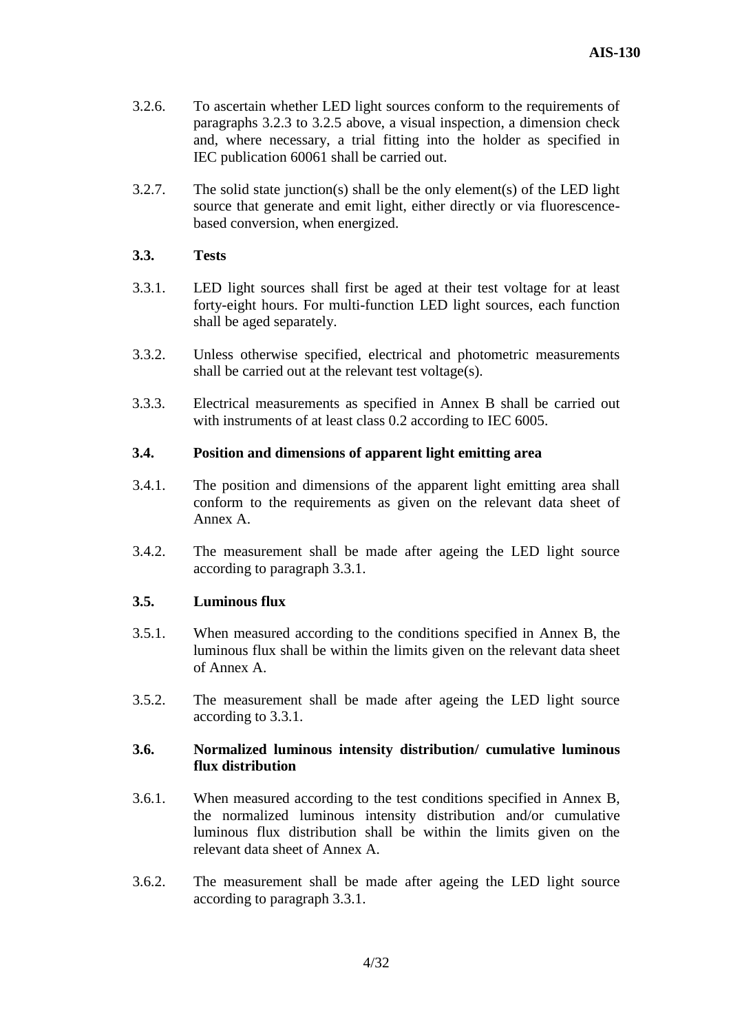3.2.6. To ascertain whether LED light sources conform to the requirements of paragraphs 3.2.3 to 3.2.5 above, a visual inspection, a dimension check and, where necessary, a trial fitting into the holder as specified in IEC publication 60061 shall be carried out.

3.2.7. The solid state junction(s) shall be the only element(s) of the LED light source that generate and emit light, either directly or via fluorescence-based conversion, when energized.

**3.3. Tests**

3.3.1. LED light sources shall first be aged at their test voltage for at least forty-eight hours. For multi-function LED light sources, each function shall be aged separately.

3.3.2. Unless otherwise specified, electrical and photometric measurements shall be carried out at the relevant test voltage(s).

3.3.3. Electrical measurements as specified in Annex B shall be carried out with instruments of at least class 0.2 according to IEC 6005.

**3.4. Position and dimensions of apparent light emitting area**

3.4.1. The position and dimensions of the apparent light emitting area shall conform to the requirements as given on the relevant data sheet of Annex A.

3.4.2. The measurement shall be made after ageing the LED light source according to paragraph 3.3.1.

**3.5. Luminous flux**

3.5.1. When measured according to the conditions specified in Annex B, the luminous flux shall be within the limits given on the relevant data sheet of Annex A.

3.5.2. The measurement shall be made after ageing the LED light source according to 3.3.1.

**3.6. Normalized luminous intensity distribution/ cumulative luminous flux distribution**

3.6.1. When measured according to the test conditions specified in Annex B, the normalized luminous intensity distribution and/or cumulative luminous flux distribution shall be within the limits given on the relevant data sheet of Annex A.

3.6.2. The measurement shall be made after ageing the LED light source according to paragraph 3.3.1.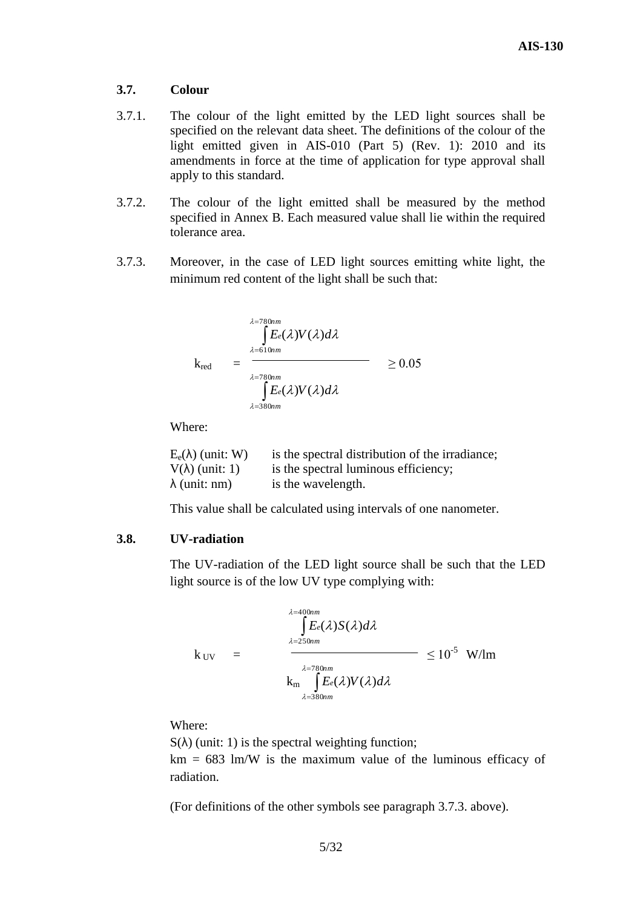### 3.7. Colour

3.7.1. The colour of the light emitted by the LED light sources shall be specified on the relevant data sheet. The definitions of the colour of the light emitted given in AIS-010 (Part 5) (Rev. 1): 2010 and its amendments in force at the time of application for type approval shall apply to this standard.

3.7.2. The colour of the light emitted shall be measured by the method specified in Annex B. Each measured value shall lie within the required tolerance area.

3.7.3. Moreover, in the case of LED light sources emitting white light, the minimum red content of the light shall be such that:

$$k_{red} = \frac{\int_{\lambda=610nm}^{\lambda=780nm} E_e(\lambda)V(\lambda)d\lambda}{\int_{\lambda=380nm}^{\lambda=780nm} E_e(\lambda)V(\lambda)d\lambda} \geq 0.05$$

Where:

$E_e(\lambda)$ (unit: W) is the spectral distribution of the irradiance;
$V(\lambda)$ (unit: 1) is the spectral luminous efficiency;
$\lambda$ (unit: nm) is the wavelength.

This value shall be calculated using intervals of one nanometer.

### 3.8. UV-radiation

The UV-radiation of the LED light source shall be such that the LED light source is of the low UV type complying with:

$$k_{UV} = \frac{\int_{\lambda=250nm}^{\lambda=400nm} E_e(\lambda)S(\lambda)d\lambda}{k_m \int_{\lambda=380nm}^{\lambda=780nm} E_e(\lambda)V(\lambda)d\lambda} \leq 10^{-5} \text{ W/lm}$$

Where:

$S(\lambda)$ (unit: 1) is the spectral weighting function;
$k_m$ = 683 lm/W is the maximum value of the luminous efficacy of radiation.

(For definitions of the other symbols see paragraph 3.7.3. above).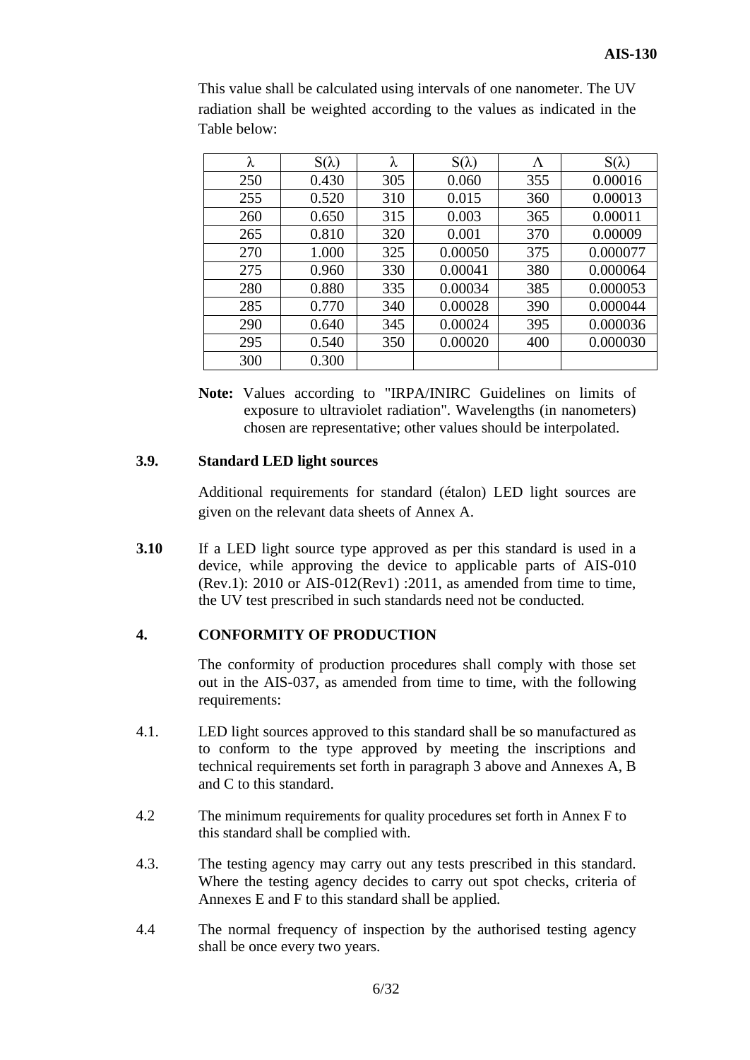This value shall be calculated using intervals of one nanometer. The UV radiation shall be weighted according to the values as indicated in the Table below:

| λ | S(λ) | λ | S(λ) | Λ | S(λ) |
|---|---|---|---|---|---|
| 250 | 0.430 | 305 | 0.060 | 355 | 0.00016 |
| 255 | 0.520 | 310 | 0.015 | 360 | 0.00013 |
| 260 | 0.650 | 315 | 0.003 | 365 | 0.00011 |
| 265 | 0.810 | 320 | 0.001 | 370 | 0.00009 |
| 270 | 1.000 | 325 | 0.00050 | 375 | 0.000077 |
| 275 | 0.960 | 330 | 0.00041 | 380 | 0.000064 |
| 280 | 0.880 | 335 | 0.00034 | 385 | 0.000053 |
| 285 | 0.770 | 340 | 0.00028 | 390 | 0.000044 |
| 290 | 0.640 | 345 | 0.00024 | 395 | 0.000036 |
| 295 | 0.540 | 350 | 0.00020 | 400 | 0.000030 |
| 300 | 0.300 | | | | |

**Note:** Values according to "IRPA/INIRC Guidelines on limits of exposure to ultraviolet radiation". Wavelengths (in nanometers) chosen are representative; other values should be interpolated.

**3.9. Standard LED light sources**

Additional requirements for standard (étalon) LED light sources are given on the relevant data sheets of Annex A.

**3.10** If a LED light source type approved as per this standard is used in a device, while approving the device to applicable parts of AIS-010 (Rev.1): 2010 or AIS-012(Rev1) :2011, as amended from time to time, the UV test prescribed in such standards need not be conducted.

## 4. CONFORMITY OF PRODUCTION

The conformity of production procedures shall comply with those set out in the AIS-037, as amended from time to time, with the following requirements:

4.1. LED light sources approved to this standard shall be so manufactured as to conform to the type approved by meeting the inscriptions and technical requirements set forth in paragraph 3 above and Annexes A, B and C to this standard.

4.2 The minimum requirements for quality procedures set forth in Annex F to this standard shall be complied with.

4.3. The testing agency may carry out any tests prescribed in this standard. Where the testing agency decides to carry out spot checks, criteria of Annexes E and F to this standard shall be applied.

4.4 The normal frequency of inspection by the authorised testing agency shall be once every two years.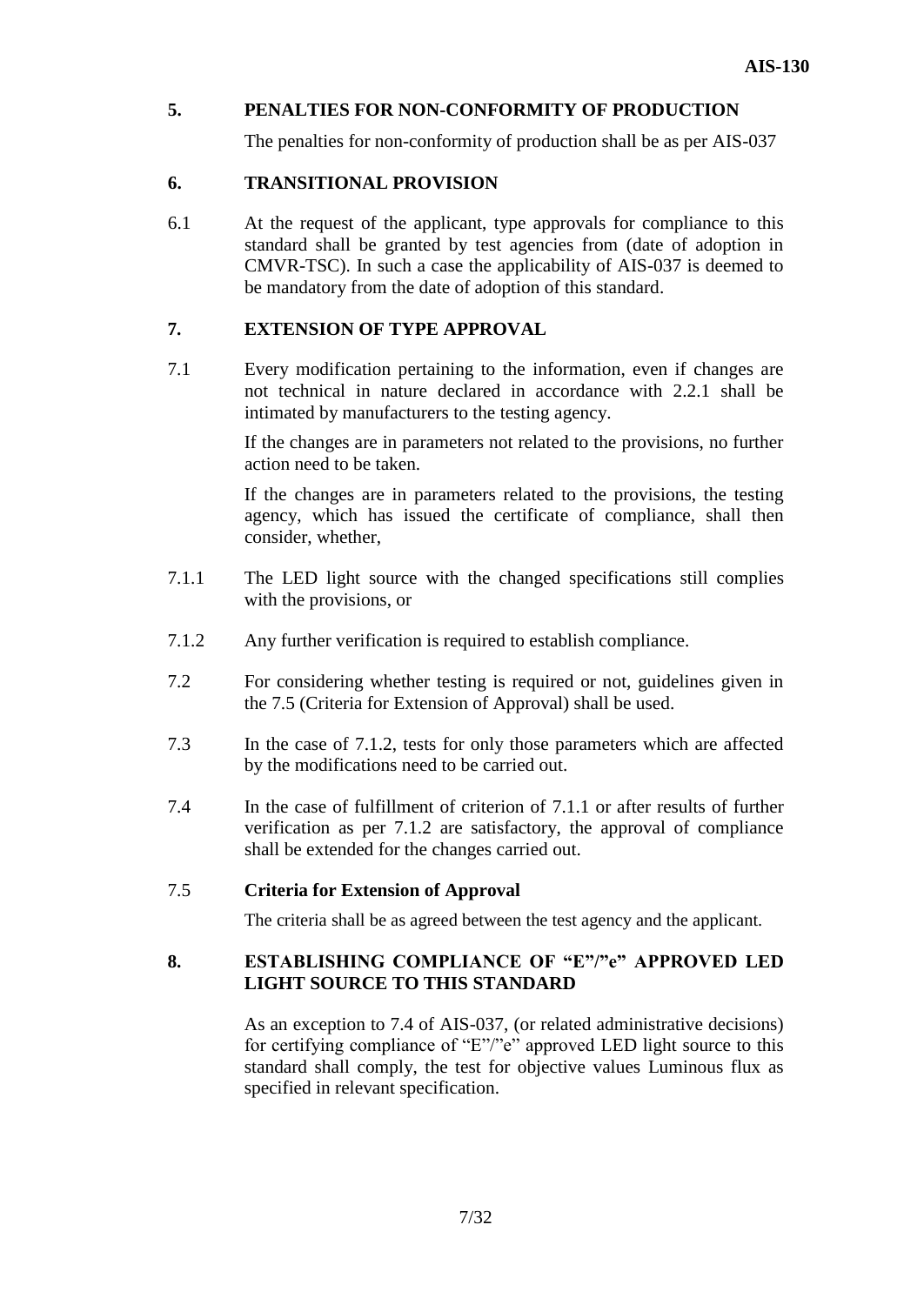## 5. PENALTIES FOR NON-CONFORMITY OF PRODUCTION

The penalties for non-conformity of production shall be as per AIS-037

## 6. TRANSITIONAL PROVISION

6.1 At the request of the applicant, type approvals for compliance to this standard shall be granted by test agencies from (date of adoption in CMVR-TSC). In such a case the applicability of AIS-037 is deemed to be mandatory from the date of adoption of this standard.

## 7. EXTENSION OF TYPE APPROVAL

7.1 Every modification pertaining to the information, even if changes are not technical in nature declared in accordance with 2.2.1 shall be intimated by manufacturers to the testing agency.

If the changes are in parameters not related to the provisions, no further action need to be taken.

If the changes are in parameters related to the provisions, the testing agency, which has issued the certificate of compliance, shall then consider, whether,

7.1.1 The LED light source with the changed specifications still complies with the provisions, or

7.1.2 Any further verification is required to establish compliance.

7.2 For considering whether testing is required or not, guidelines given in the 7.5 (Criteria for Extension of Approval) shall be used.

7.3 In the case of 7.1.2, tests for only those parameters which are affected by the modifications need to be carried out.

7.4 In the case of fulfillment of criterion of 7.1.1 or after results of further verification as per 7.1.2 are satisfactory, the approval of compliance shall be extended for the changes carried out.

7.5 **Criteria for Extension of Approval**

The criteria shall be as agreed between the test agency and the applicant.

## 8. ESTABLISHING COMPLIANCE OF "E"/"e" APPROVED LED LIGHT SOURCE TO THIS STANDARD

As an exception to 7.4 of AIS-037, (or related administrative decisions) for certifying compliance of "E"/"e" approved LED light source to this standard shall comply, the test for objective values Luminous flux as specified in relevant specification.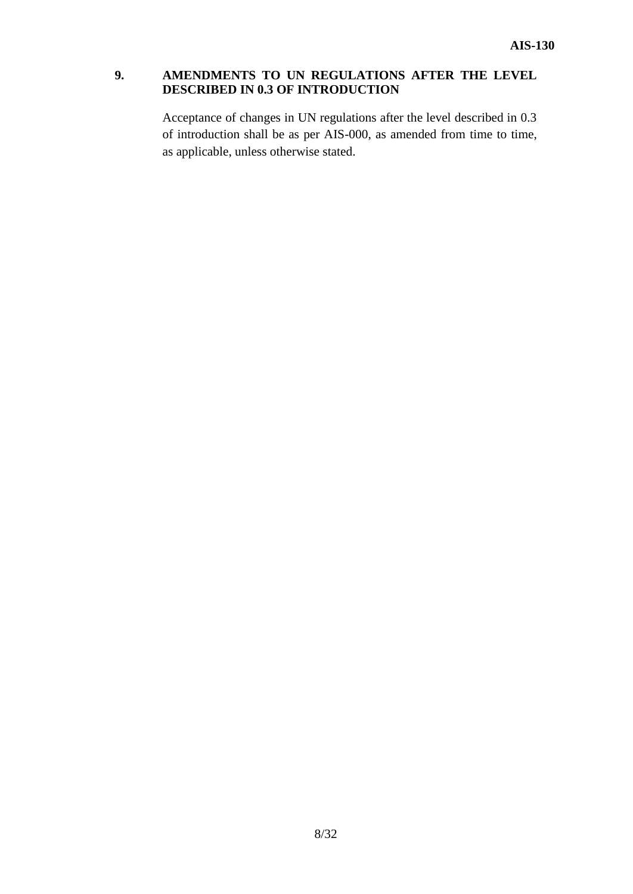## 9. AMENDMENTS TO UN REGULATIONS AFTER THE LEVEL DESCRIBED IN 0.3 OF INTRODUCTION

Acceptance of changes in UN regulations after the level described in 0.3 of introduction shall be as per AIS-000, as amended from time to time, as applicable, unless otherwise stated.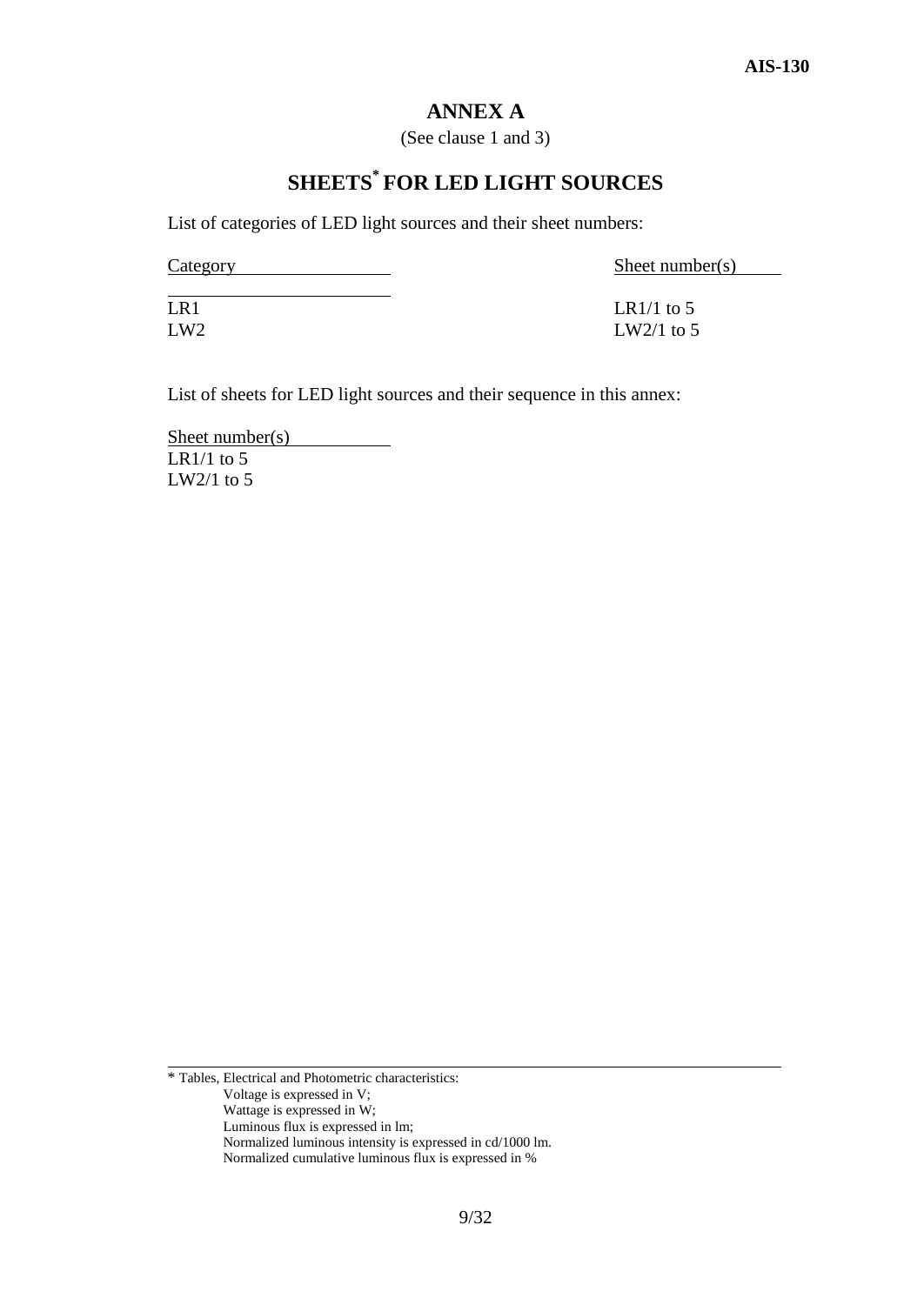# ANNEX A

(See clause 1 and 3)

## SHEETS* FOR LED LIGHT SOURCES

List of categories of LED light sources and their sheet numbers:

| Category | Sheet number(s) |
|---|---|
| LR1 | LR1/1 to 5 |
| LW2 | LW2/1 to 5 |

List of sheets for LED light sources and their sequence in this annex:

| Sheet number(s) |
|---|
| LR1/1 to 5 |
| LW2/1 to 5 |

---

* Tables, Electrical and Photometric characteristics:
  - Voltage is expressed in V;
  - Wattage is expressed in W;
  - Luminous flux is expressed in lm;
  - Normalized luminous intensity is expressed in cd/1000 lm.
  - Normalized cumulative luminous flux is expressed in %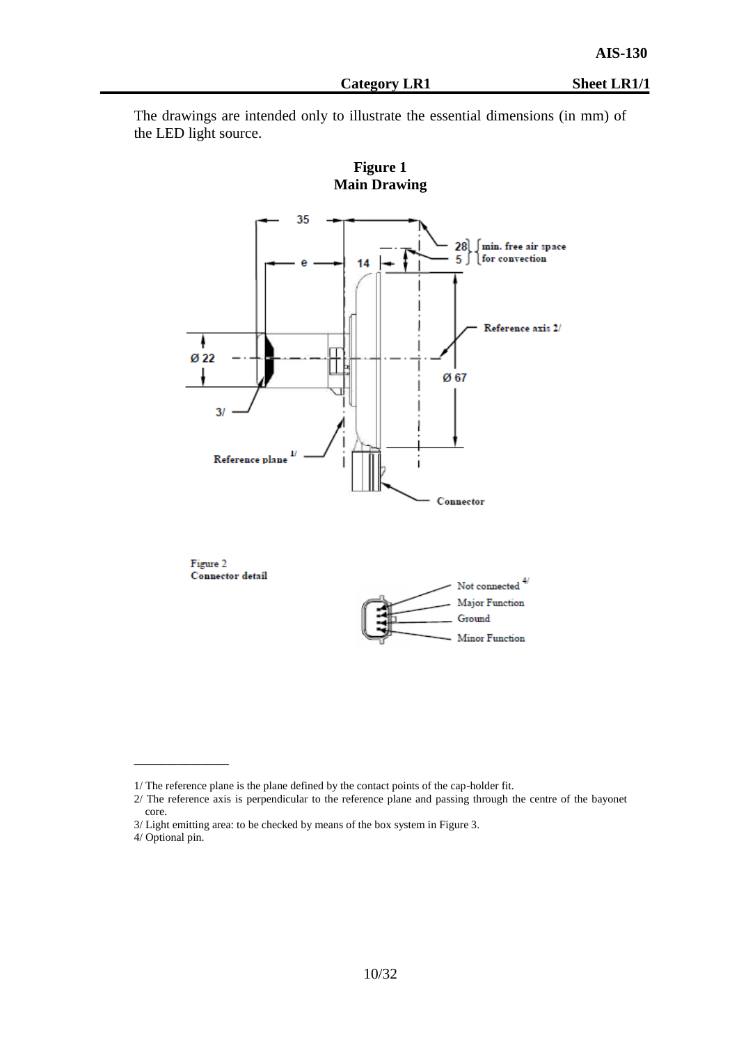**Category LR1** **Sheet LR1/1**

The drawings are intended only to illustrate the essential dimensions (in mm) of the LED light source.

**Figure 1**
**Main Drawing**

35

e

14

28 } min. free air space
5 } for convection

Reference axis 2/

Ø 22

Ø 67

3/

Reference plane 1/

Connector

Figure 2
Connector detail

Not connected 4/
Major Function
Ground
Minor Function

---

1/ The reference plane is the plane defined by the contact points of the cap-holder fit.

2/ The reference axis is perpendicular to the reference plane and passing through the centre of the bayonet core.

3/ Light emitting area: to be checked by means of the box system in Figure 3.

4/ Optional pin.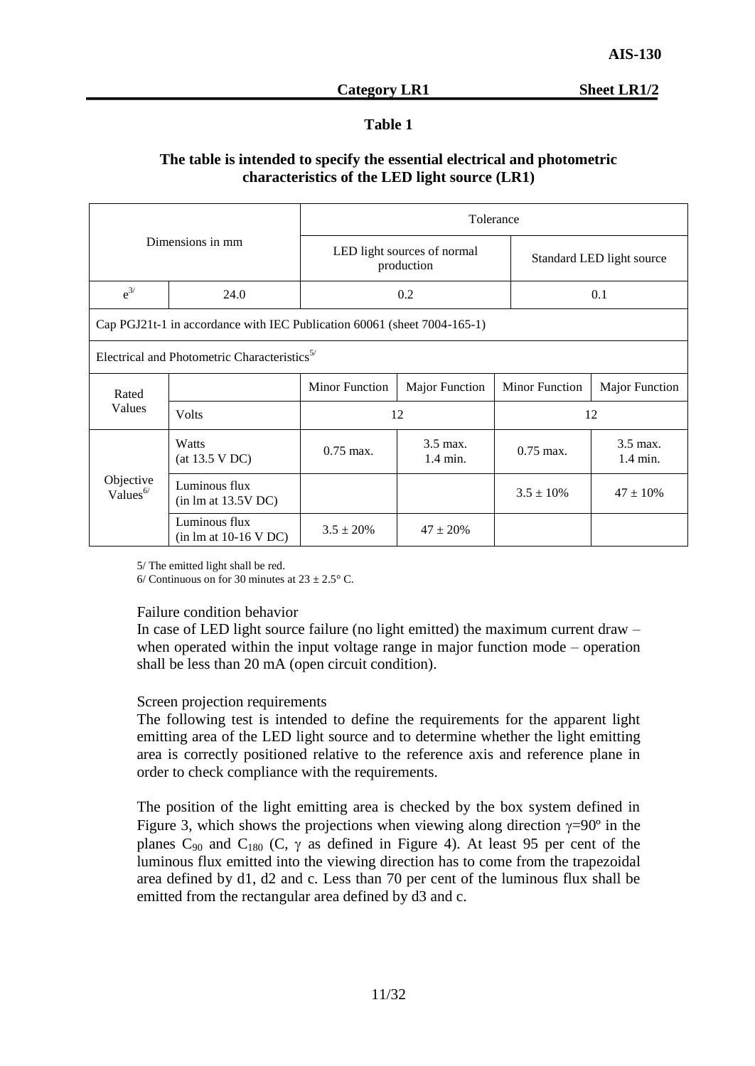**Category LR1** **Sheet LR1/2**

**Table 1**

**The table is intended to specify the essential electrical and photometric characteristics of the LED light source (LR1)**

| Dimensions in mm | | Tolerance | | | |
|---|---|---|---|---|---|
| | | LED light sources of normal production | | Standard LED light source | |
| e[3/] | 24.0 | 0.2 | | 0.1 | |
| Cap PGJ21t-1 in accordance with IEC Publication 60061 (sheet 7004-165-1) | | | | | |
| Electrical and Photometric Characteristics[5/] | | | | | |
| Rated Values | | Minor Function | Major Function | Minor Function | Major Function |
| | Volts | 12 | | 12 | |
| Objective Values[6/] | Watts (at 13.5 V DC) | 0.75 max. | 3.5 max. 1.4 min. | 0.75 max. | 3.5 max. 1.4 min. |
| | Luminous flux (in lm at 13.5V DC) | | | 3.5 ± 10% | 47 ± 10% |
| | Luminous flux (in lm at 10-16 V DC) | 3.5 ± 20% | 47 ± 20% | | |

5/ The emitted light shall be red.

6/ Continuous on for 30 minutes at 23 ± 2.5° C.

Failure condition behavior

In case of LED light source failure (no light emitted) the maximum current draw – when operated within the input voltage range in major function mode – operation shall be less than 20 mA (open circuit condition).

Screen projection requirements

The following test is intended to define the requirements for the apparent light emitting area of the LED light source and to determine whether the light emitting area is correctly positioned relative to the reference axis and reference plane in order to check compliance with the requirements.

The position of the light emitting area is checked by the box system defined in Figure 3, which shows the projections when viewing along direction $\gamma$=90º in the planes $C_{90}$ and $C_{180}$ (C, $\gamma$ as defined in Figure 4). At least 95 per cent of the luminous flux emitted into the viewing direction has to come from the trapezoidal area defined by d1, d2 and c. Less than 70 per cent of the luminous flux shall be emitted from the rectangular area defined by d3 and c.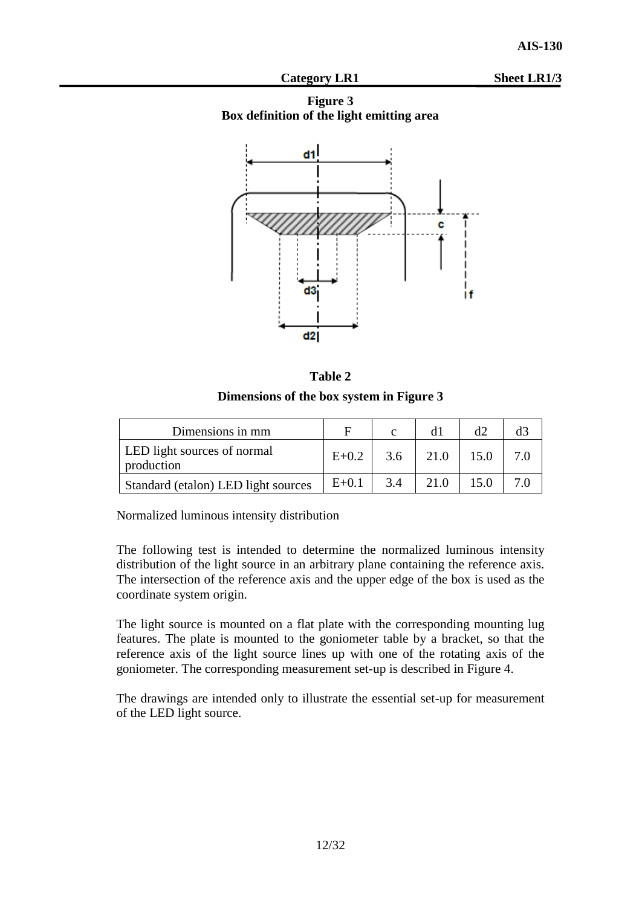**Category LR1** **Sheet LR1/3**

**Figure 3**
**Box definition of the light emitting area**

**Table 2**
**Dimensions of the box system in Figure 3**

| Dimensions in mm | F | c | d1 | d2 | d3 |
|---|---|---|---|---|---|
| LED light sources of normal production | E+0.2 | 3.6 | 21.0 | 15.0 | 7.0 |
| Standard (etalon) LED light sources | E+0.1 | 3.4 | 21.0 | 15.0 | 7.0 |

Normalized luminous intensity distribution

The following test is intended to determine the normalized luminous intensity distribution of the light source in an arbitrary plane containing the reference axis. The intersection of the reference axis and the upper edge of the box is used as the coordinate system origin.

The light source is mounted on a flat plate with the corresponding mounting lug features. The plate is mounted to the goniometer table by a bracket, so that the reference axis of the light source lines up with one of the rotating axis of the goniometer. The corresponding measurement set-up is described in Figure 4.

The drawings are intended only to illustrate the essential set-up for measurement of the LED light source.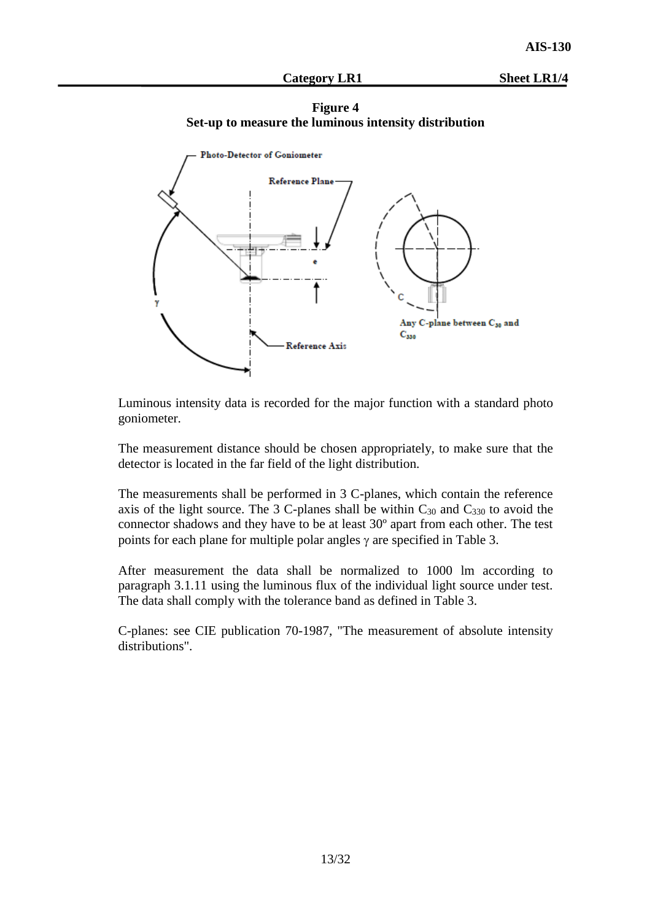**Category LR1** **Sheet LR1/4**

**Figure 4**
**Set-up to measure the luminous intensity distribution**

Luminous intensity data is recorded for the major function with a standard photo goniometer.

The measurement distance should be chosen appropriately, to make sure that the detector is located in the far field of the light distribution.

The measurements shall be performed in 3 C-planes, which contain the reference axis of the light source. The 3 C-planes shall be within $C_{30}$ and $C_{330}$ to avoid the connector shadows and they have to be at least 30º apart from each other. The test points for each plane for multiple polar angles $\gamma$ are specified in Table 3.

After measurement the data shall be normalized to 1000 lm according to paragraph 3.1.11 using the luminous flux of the individual light source under test. The data shall comply with the tolerance band as defined in Table 3.

C-planes: see CIE publication 70-1987, "The measurement of absolute intensity distributions".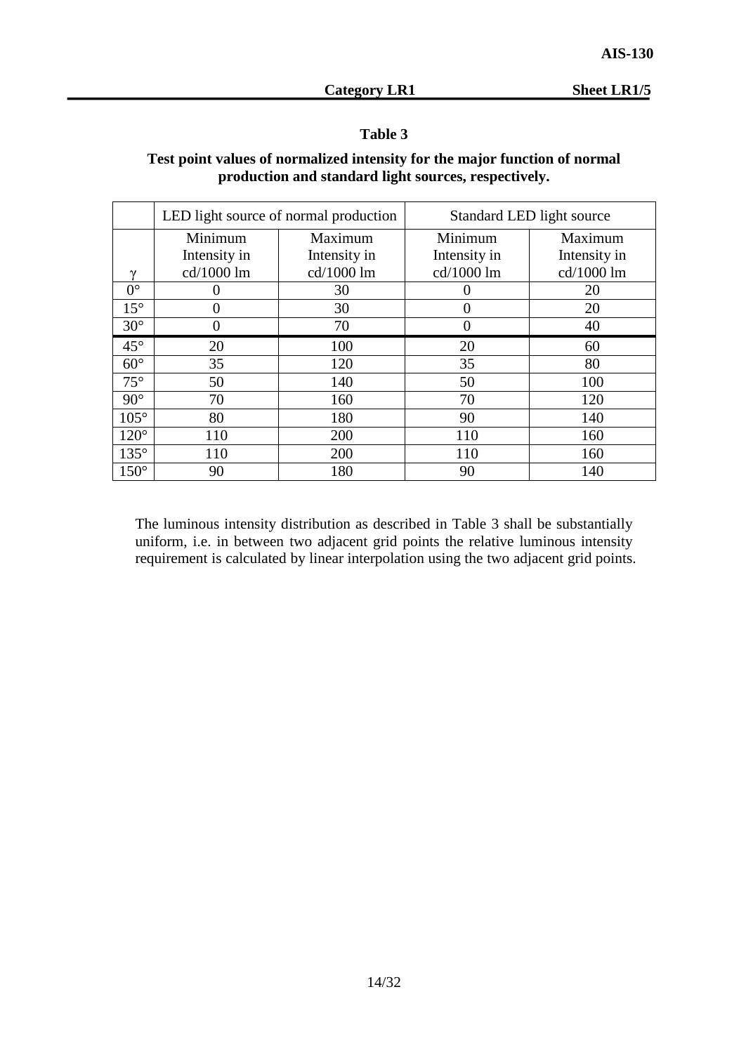**Category LR1** **Sheet LR1/5**

**Table 3**

**Test point values of normalized intensity for the major function of normal production and standard light sources, respectively.**

| | LED light source of normal production | | Standard LED light source | |
|---|---|---|---|---|
| γ | Minimum Intensity in cd/1000 lm | Maximum Intensity in cd/1000 lm | Minimum Intensity in cd/1000 lm | Maximum Intensity in cd/1000 lm |
| 0° | 0 | 30 | 0 | 20 |
| 15° | 0 | 30 | 0 | 20 |
| 30° | 0 | 70 | 0 | 40 |
| 45° | 20 | 100 | 20 | 60 |
| 60° | 35 | 120 | 35 | 80 |
| 75° | 50 | 140 | 50 | 100 |
| 90° | 70 | 160 | 70 | 120 |
| 105° | 80 | 180 | 90 | 140 |
| 120° | 110 | 200 | 110 | 160 |
| 135° | 110 | 200 | 110 | 160 |
| 150° | 90 | 180 | 90 | 140 |

The luminous intensity distribution as described in Table 3 shall be substantially uniform, i.e. in between two adjacent grid points the relative luminous intensity requirement is calculated by linear interpolation using the two adjacent grid points.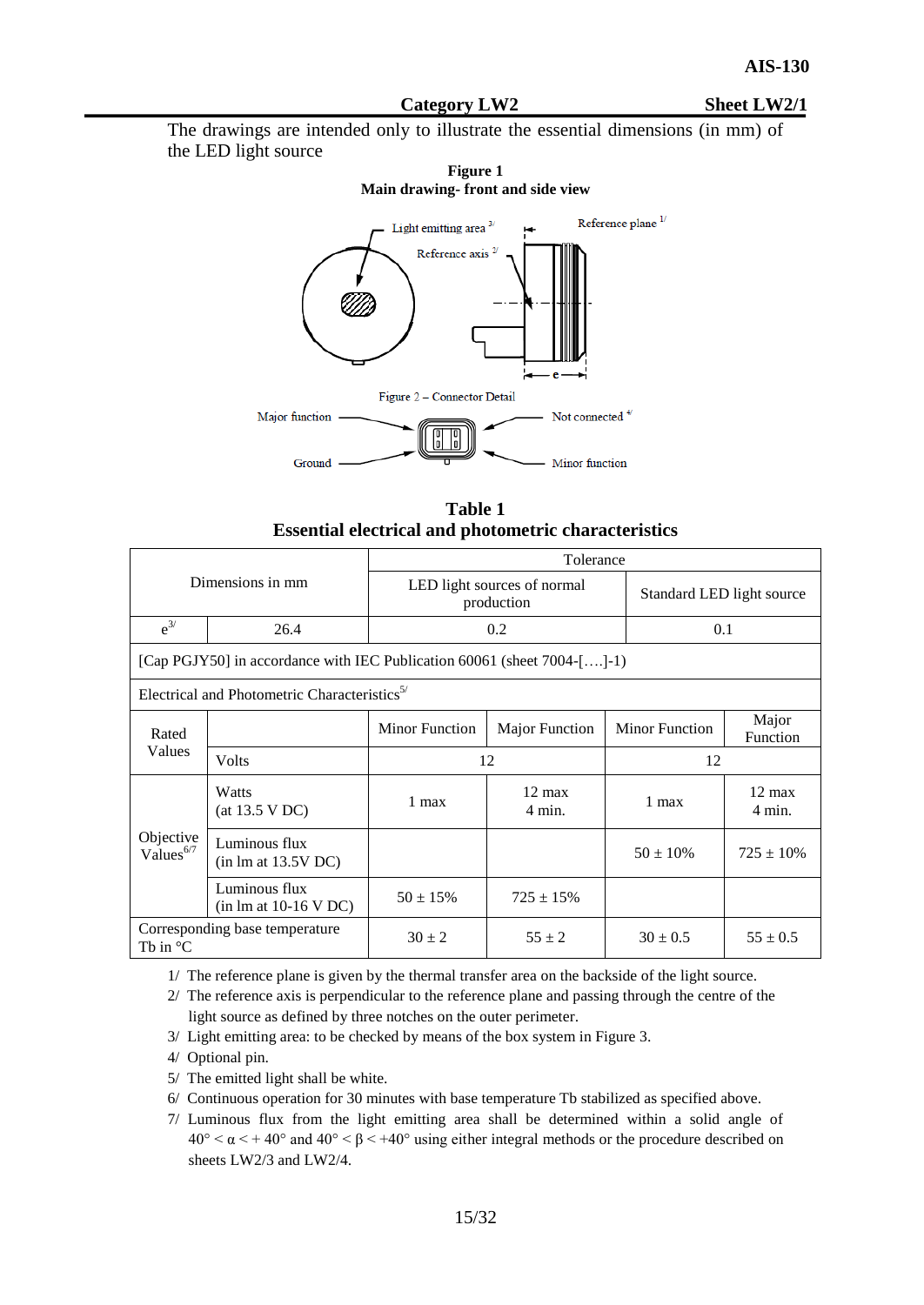**Category LW2** **Sheet LW2/1**

The drawings are intended only to illustrate the essential dimensions (in mm) of the LED light source

**Figure 1**
**Main drawing- front and side view**

Light emitting area [3/] Reference axis [2/] Reference plane [1/] e

Figure 2 – Connector Detail

Major function, Ground, Not connected [4/], Minor function

**Table 1**
**Essential electrical and photometric characteristics**

| Dimensions in mm | | Tolerance | | | |
|---|---|---|---|---|---|
| | | LED light sources of normal production | | Standard LED light source | |
| e[3/] | 26.4 | 0.2 | | 0.1 | |
| [Cap PGJY50] in accordance with IEC Publication 60061 (sheet 7004-[….]-1) | | | | | |
| Electrical and Photometric Characteristics[5/] | | | | | |
| Rated Values | | Minor Function | Major Function | Minor Function | Major Function |
| | Volts | 12 | | 12 | |
| Objective Values[6/7] | Watts (at 13.5 V DC) | 1 max | 12 max 4 min. | 1 max | 12 max 4 min. |
| | Luminous flux (in lm at 13.5V DC) | | | 50 ± 10% | 725 ± 10% |
| | Luminous flux (in lm at 10-16 V DC) | 50 ± 15% | 725 ± 15% | | |
| Corresponding base temperature Tb in °C | | 30 ± 2 | 55 ± 2 | 30 ± 0.5 | 55 ± 0.5 |

1/ The reference plane is given by the thermal transfer area on the backside of the light source.

2/ The reference axis is perpendicular to the reference plane and passing through the centre of the light source as defined by three notches on the outer perimeter.

3/ Light emitting area: to be checked by means of the box system in Figure 3.

4/ Optional pin.

5/ The emitted light shall be white.

6/ Continuous operation for 30 minutes with base temperature Tb stabilized as specified above.

7/ Luminous flux from the light emitting area shall be determined within a solid angle of $40° < \alpha < +40°$ and $40° < \beta < +40°$ using either integral methods or the procedure described on sheets LW2/3 and LW2/4.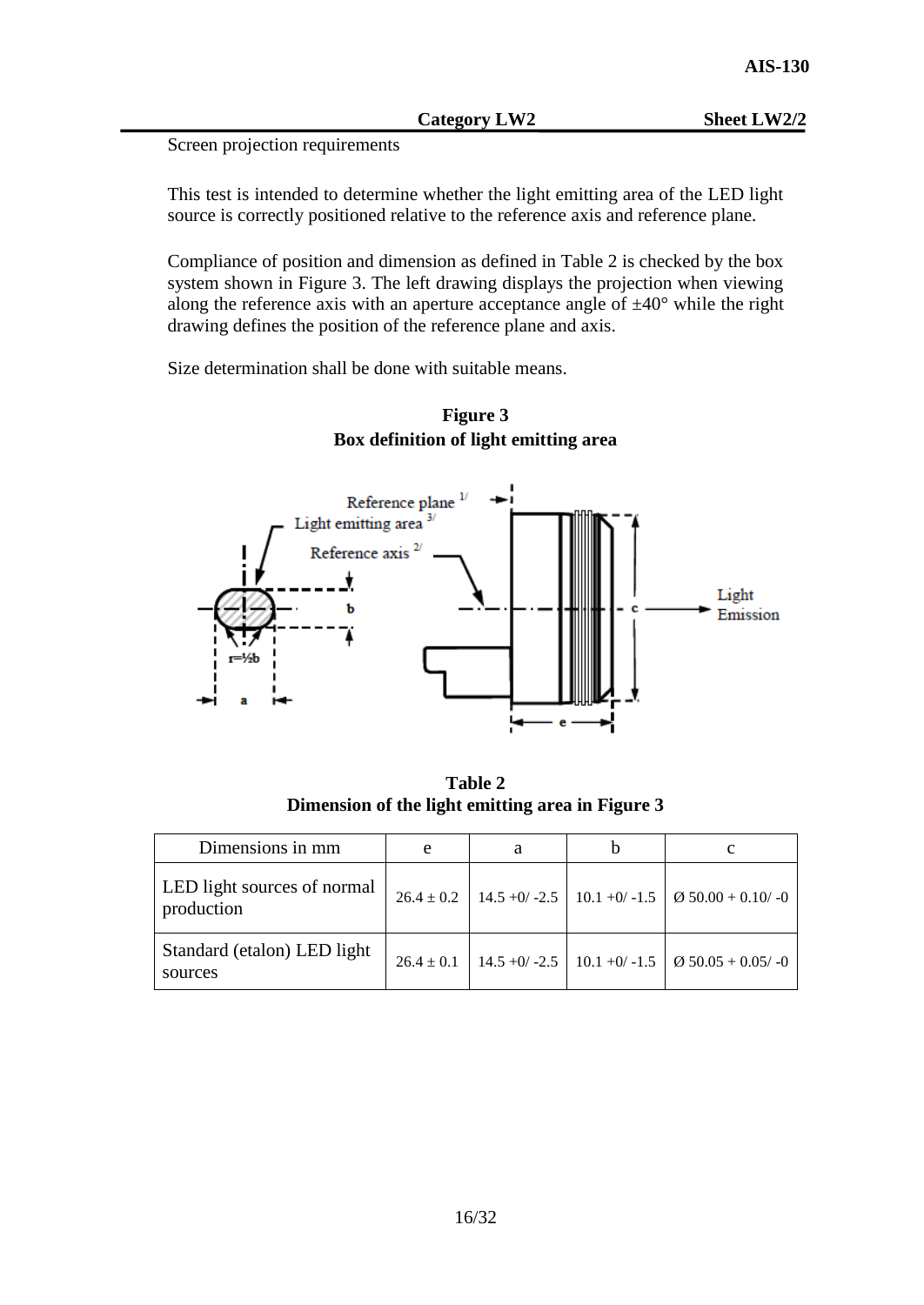Category LW2 Sheet LW2/2

Screen projection requirements

This test is intended to determine whether the light emitting area of the LED light source is correctly positioned relative to the reference axis and reference plane.

Compliance of position and dimension as defined in Table 2 is checked by the box system shown in Figure 3. The left drawing displays the projection when viewing along the reference axis with an aperture acceptance angle of ±40° while the right drawing defines the position of the reference plane and axis.

Size determination shall be done with suitable means.

**Figure 3**
**Box definition of light emitting area**

**Table 2**
**Dimension of the light emitting area in Figure 3**

| Dimensions in mm | e | a | b | c |
|---|---|---|---|---|
| LED light sources of normal production | 26.4 ± 0.2 | 14.5 +0/ -2.5 | 10.1 +0/ -1.5 | Ø 50.00 + 0.10/ -0 |
| Standard (etalon) LED light sources | 26.4 ± 0.1 | 14.5 +0/ -2.5 | 10.1 +0/ -1.5 | Ø 50.05 + 0.05/ -0 |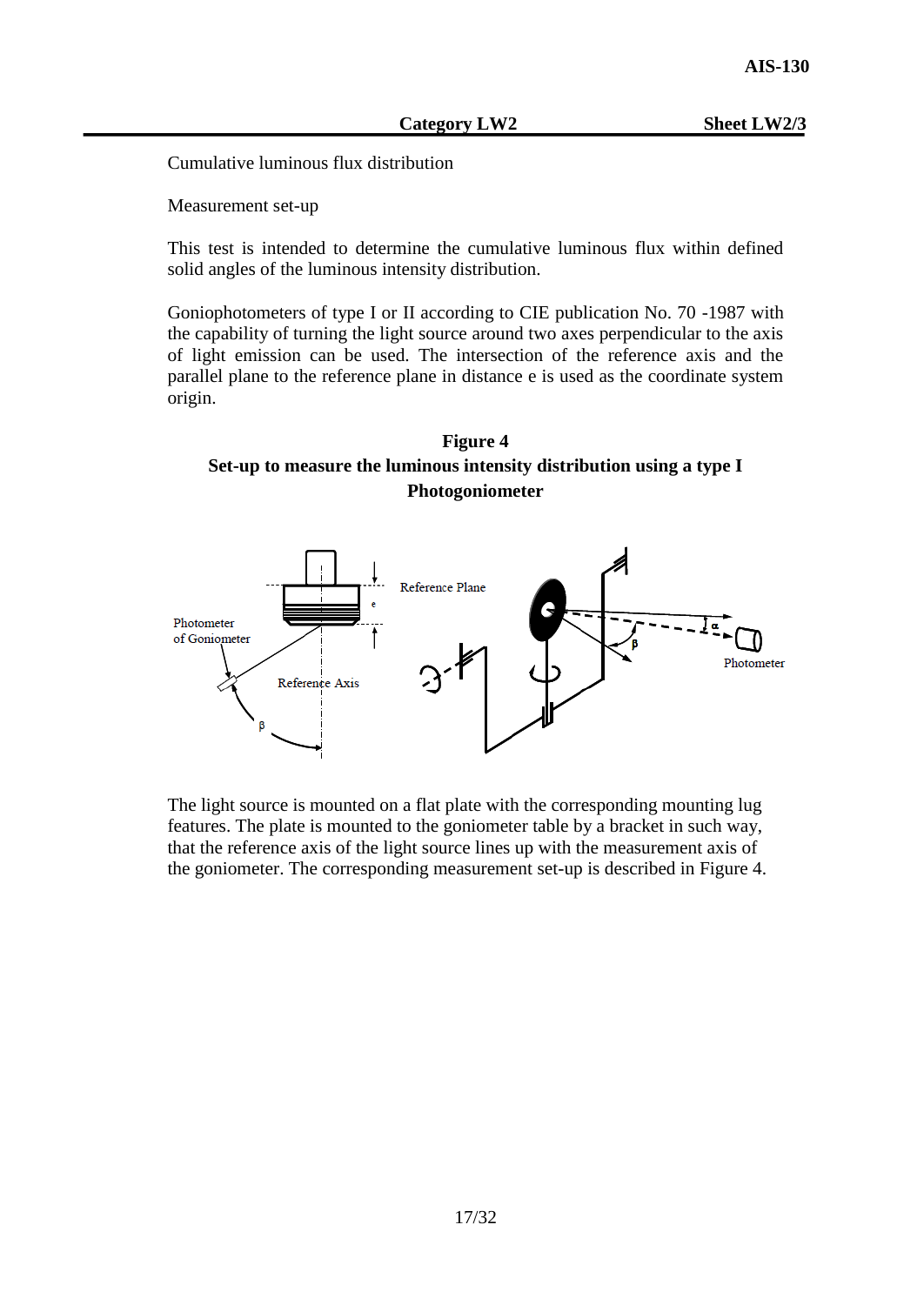**Category LW2** **Sheet LW2/3**

Cumulative luminous flux distribution

Measurement set-up

This test is intended to determine the cumulative luminous flux within defined solid angles of the luminous intensity distribution.

Goniophotometers of type I or II according to CIE publication No. 70 -1987 with the capability of turning the light source around two axes perpendicular to the axis of light emission can be used. The intersection of the reference axis and the parallel plane to the reference plane in distance e is used as the coordinate system origin.

**Figure 4**
**Set-up to measure the luminous intensity distribution using a type I Photogoniometer**

The light source is mounted on a flat plate with the corresponding mounting lug features. The plate is mounted to the goniometer table by a bracket in such way, that the reference axis of the light source lines up with the measurement axis of the goniometer. The corresponding measurement set-up is described in Figure 4.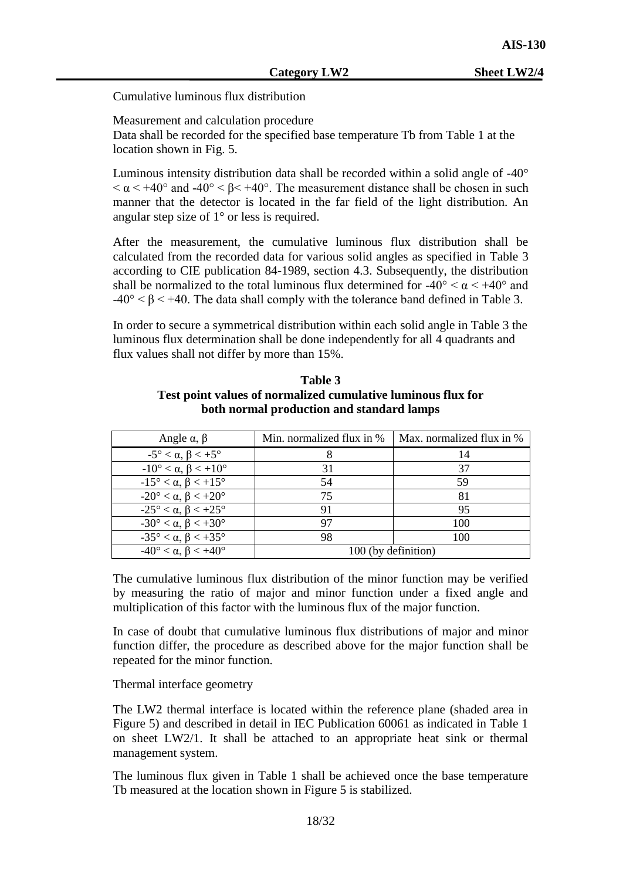Cumulative luminous flux distribution

Measurement and calculation procedure

Data shall be recorded for the specified base temperature Tb from Table 1 at the location shown in Fig. 5.

Luminous intensity distribution data shall be recorded within a solid angle of $-40° < \alpha < +40°$ and $-40° < \beta < +40°$. The measurement distance shall be chosen in such manner that the detector is located in the far field of the light distribution. An angular step size of 1° or less is required.

After the measurement, the cumulative luminous flux distribution shall be calculated from the recorded data for various solid angles as specified in Table 3 according to CIE publication 84-1989, section 4.3. Subsequently, the distribution shall be normalized to the total luminous flux determined for $-40° < \alpha < +40°$ and $-40° < \beta < +40$. The data shall comply with the tolerance band defined in Table 3.

In order to secure a symmetrical distribution within each solid angle in Table 3 the luminous flux determination shall be done independently for all 4 quadrants and flux values shall not differ by more than 15%.

**Table 3**
**Test point values of normalized cumulative luminous flux for both normal production and standard lamps**

| Angle $\alpha$, $\beta$ | Min. normalized flux in % | Max. normalized flux in % |
|---|---|---|
| $-5° < \alpha, \beta < +5°$ | 8 | 14 |
| $-10° < \alpha, \beta < +10°$ | 31 | 37 |
| $-15° < \alpha, \beta < +15°$ | 54 | 59 |
| $-20° < \alpha, \beta < +20°$ | 75 | 81 |
| $-25° < \alpha, \beta < +25°$ | 91 | 95 |
| $-30° < \alpha, \beta < +30°$ | 97 | 100 |
| $-35° < \alpha, \beta < +35°$ | 98 | 100 |
| $-40° < \alpha, \beta < +40°$ | 100 (by definition) | |

The cumulative luminous flux distribution of the minor function may be verified by measuring the ratio of major and minor function under a fixed angle and multiplication of this factor with the luminous flux of the major function.

In case of doubt that cumulative luminous flux distributions of major and minor function differ, the procedure as described above for the major function shall be repeated for the minor function.

Thermal interface geometry

The LW2 thermal interface is located within the reference plane (shaded area in Figure 5) and described in detail in IEC Publication 60061 as indicated in Table 1 on sheet LW2/1. It shall be attached to an appropriate heat sink or thermal management system.

The luminous flux given in Table 1 shall be achieved once the base temperature Tb measured at the location shown in Figure 5 is stabilized.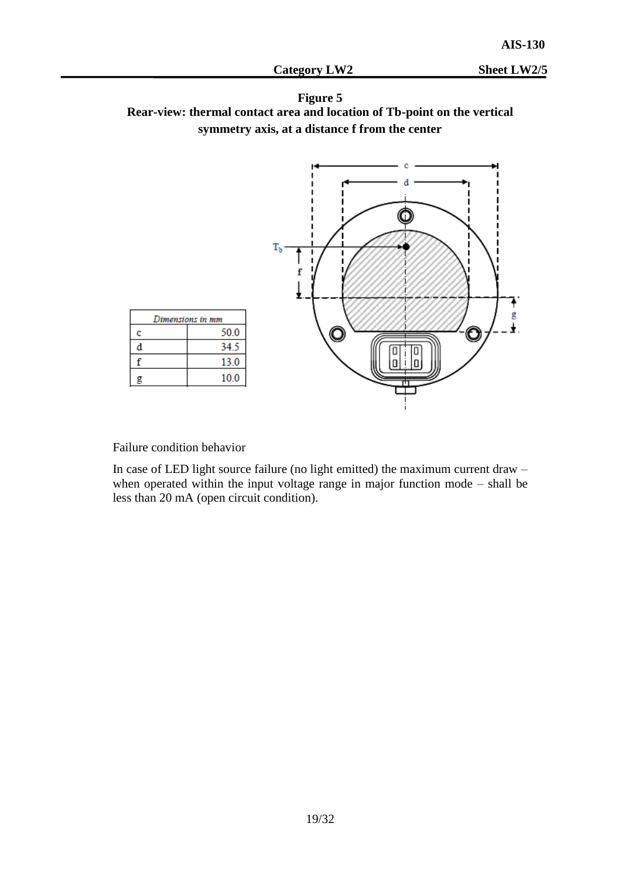**Figure 5**
**Rear-view: thermal contact area and location of Tb-point on the vertical symmetry axis, at a distance f from the center**

| Dimensions in mm | |
|---|---|
| c | 50.0 |
| d | 34.5 |
| f | 13.0 |
| g | 10.0 |

Failure condition behavior

In case of LED light source failure (no light emitted) the maximum current draw – when operated within the input voltage range in major function mode – shall be less than 20 mA (open circuit condition).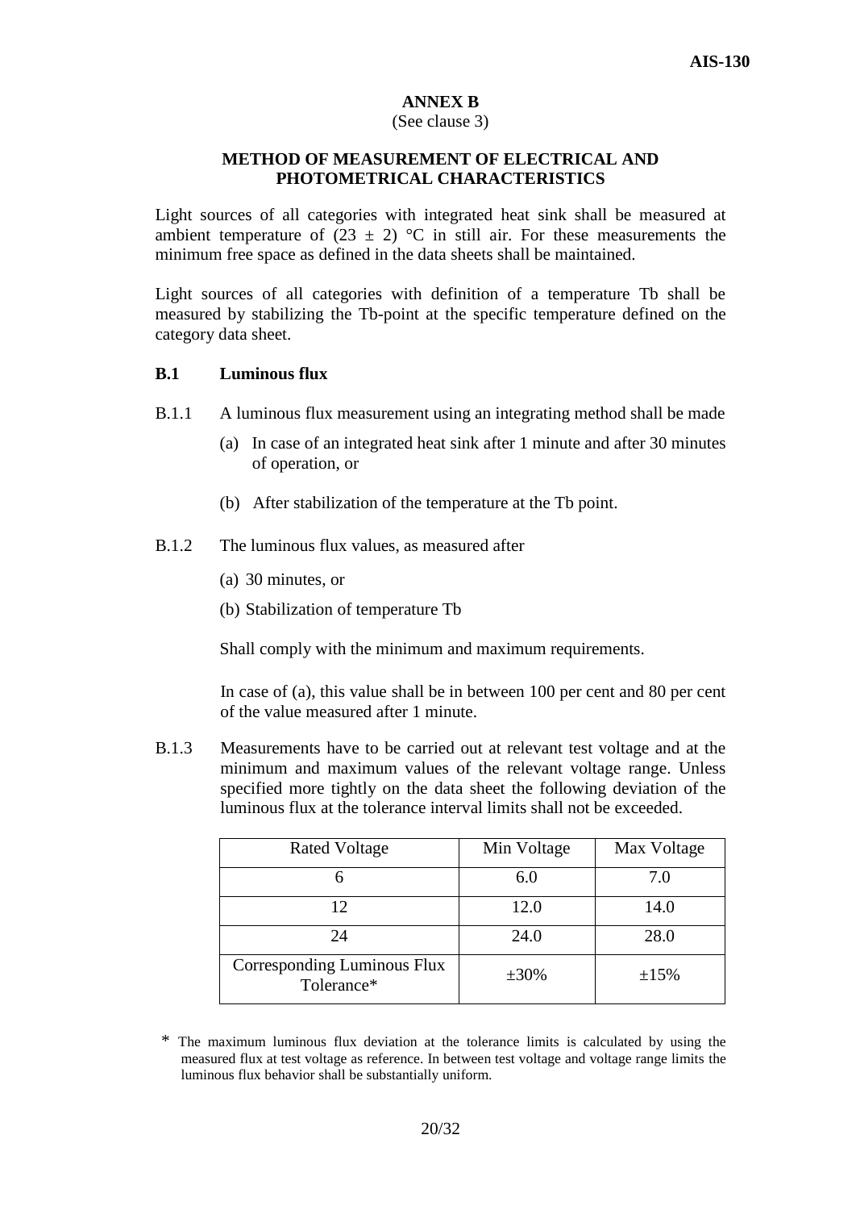# ANNEX B

(See clause 3)

## METHOD OF MEASUREMENT OF ELECTRICAL AND PHOTOMETRICAL CHARACTERISTICS

Light sources of all categories with integrated heat sink shall be measured at ambient temperature of (23 ± 2) °C in still air. For these measurements the minimum free space as defined in the data sheets shall be maintained.

Light sources of all categories with definition of a temperature Tb shall be measured by stabilizing the Tb-point at the specific temperature defined on the category data sheet.

### B.1 Luminous flux

B.1.1 A luminous flux measurement using an integrating method shall be made

(a) In case of an integrated heat sink after 1 minute and after 30 minutes of operation, or

(b) After stabilization of the temperature at the Tb point.

B.1.2 The luminous flux values, as measured after

(a) 30 minutes, or

(b) Stabilization of temperature Tb

Shall comply with the minimum and maximum requirements.

In case of (a), this value shall be in between 100 per cent and 80 per cent of the value measured after 1 minute.

B.1.3 Measurements have to be carried out at relevant test voltage and at the minimum and maximum values of the relevant voltage range. Unless specified more tightly on the data sheet the following deviation of the luminous flux at the tolerance interval limits shall not be exceeded.

| Rated Voltage | Min Voltage | Max Voltage |
|---|---|---|
| 6 | 6.0 | 7.0 |
| 12 | 12.0 | 14.0 |
| 24 | 24.0 | 28.0 |
| Corresponding Luminous Flux Tolerance* | ±30% | ±15% |

\* The maximum luminous flux deviation at the tolerance limits is calculated by using the measured flux at test voltage as reference. In between test voltage and voltage range limits the luminous flux behavior shall be substantially uniform.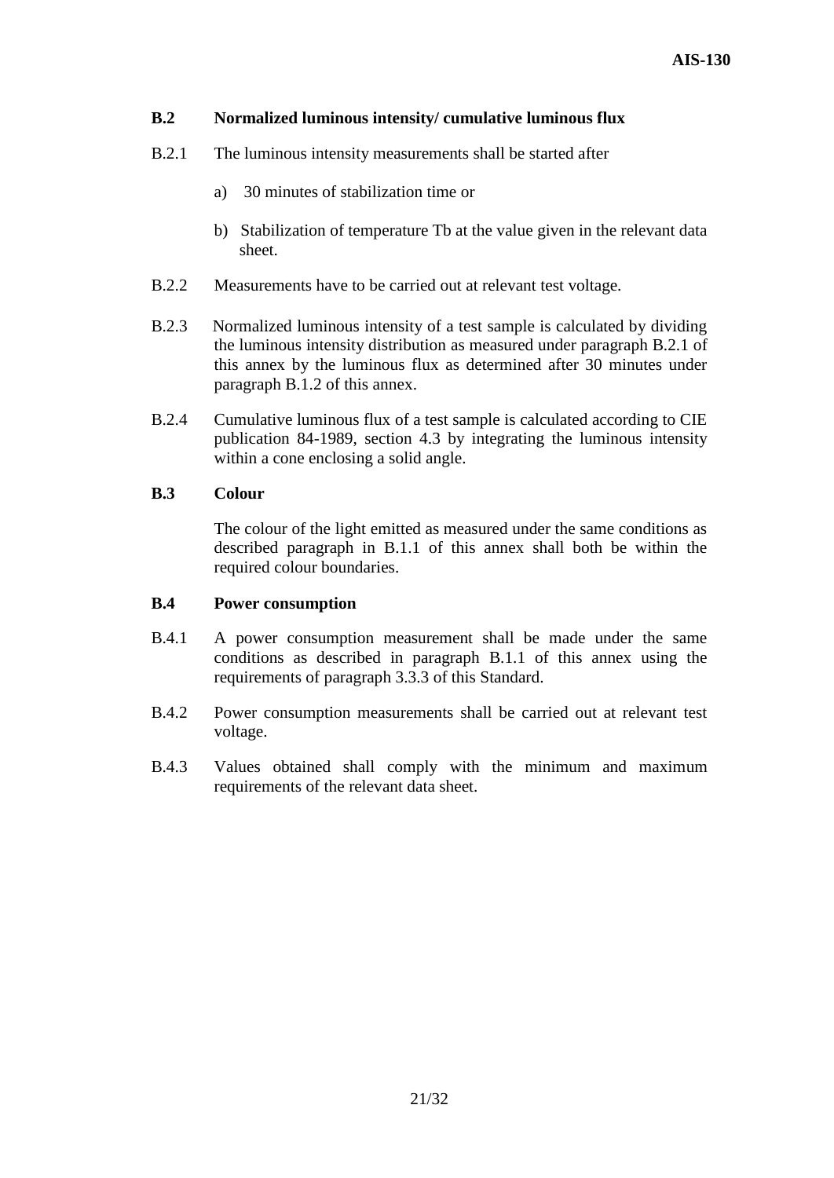## B.2 Normalized luminous intensity/ cumulative luminous flux

B.2.1 The luminous intensity measurements shall be started after

a) 30 minutes of stabilization time or

b) Stabilization of temperature Tb at the value given in the relevant data sheet.

B.2.2 Measurements have to be carried out at relevant test voltage.

B.2.3 Normalized luminous intensity of a test sample is calculated by dividing the luminous intensity distribution as measured under paragraph B.2.1 of this annex by the luminous flux as determined after 30 minutes under paragraph B.1.2 of this annex.

B.2.4 Cumulative luminous flux of a test sample is calculated according to CIE publication 84-1989, section 4.3 by integrating the luminous intensity within a cone enclosing a solid angle.

## B.3 Colour

The colour of the light emitted as measured under the same conditions as described paragraph in B.1.1 of this annex shall both be within the required colour boundaries.

## B.4 Power consumption

B.4.1 A power consumption measurement shall be made under the same conditions as described in paragraph B.1.1 of this annex using the requirements of paragraph 3.3.3 of this Standard.

B.4.2 Power consumption measurements shall be carried out at relevant test voltage.

B.4.3 Values obtained shall comply with the minimum and maximum requirements of the relevant data sheet.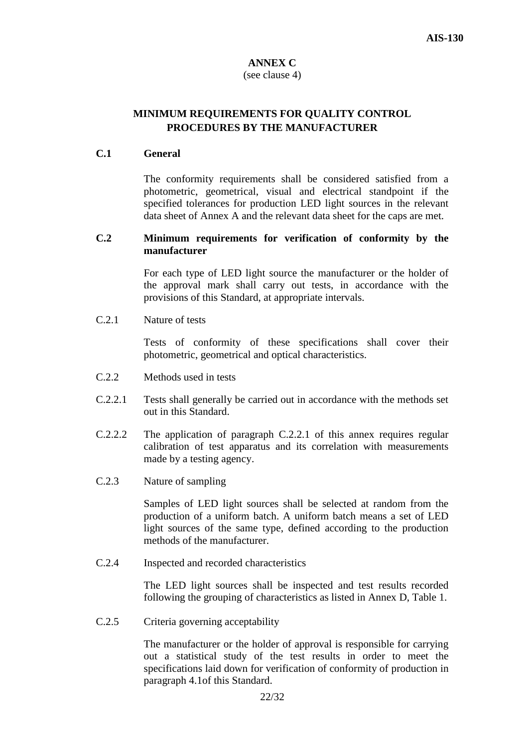# ANNEX C

(see clause 4)

## MINIMUM REQUIREMENTS FOR QUALITY CONTROL PROCEDURES BY THE MANUFACTURER

**C.1 General**

The conformity requirements shall be considered satisfied from a photometric, geometrical, visual and electrical standpoint if the specified tolerances for production LED light sources in the relevant data sheet of Annex A and the relevant data sheet for the caps are met.

**C.2 Minimum requirements for verification of conformity by the manufacturer**

For each type of LED light source the manufacturer or the holder of the approval mark shall carry out tests, in accordance with the provisions of this Standard, at appropriate intervals.

C.2.1 Nature of tests

Tests of conformity of these specifications shall cover their photometric, geometrical and optical characteristics.

C.2.2 Methods used in tests

C.2.2.1 Tests shall generally be carried out in accordance with the methods set out in this Standard.

C.2.2.2 The application of paragraph C.2.2.1 of this annex requires regular calibration of test apparatus and its correlation with measurements made by a testing agency.

C.2.3 Nature of sampling

Samples of LED light sources shall be selected at random from the production of a uniform batch. A uniform batch means a set of LED light sources of the same type, defined according to the production methods of the manufacturer.

C.2.4 Inspected and recorded characteristics

The LED light sources shall be inspected and test results recorded following the grouping of characteristics as listed in Annex D, Table 1.

C.2.5 Criteria governing acceptability

The manufacturer or the holder of approval is responsible for carrying out a statistical study of the test results in order to meet the specifications laid down for verification of conformity of production in paragraph 4.1of this Standard.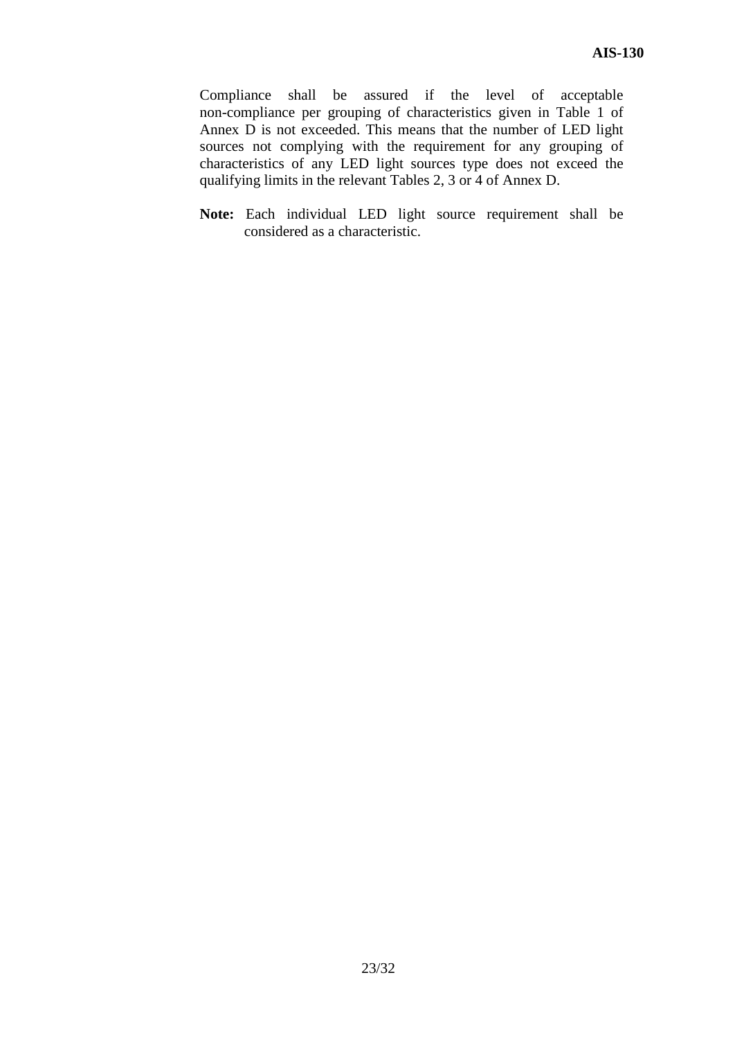Compliance shall be assured if the level of acceptable non-compliance per grouping of characteristics given in Table 1 of Annex D is not exceeded. This means that the number of LED light sources not complying with the requirement for any grouping of characteristics of any LED light sources type does not exceed the qualifying limits in the relevant Tables 2, 3 or 4 of Annex D.

**Note:** Each individual LED light source requirement shall be considered as a characteristic.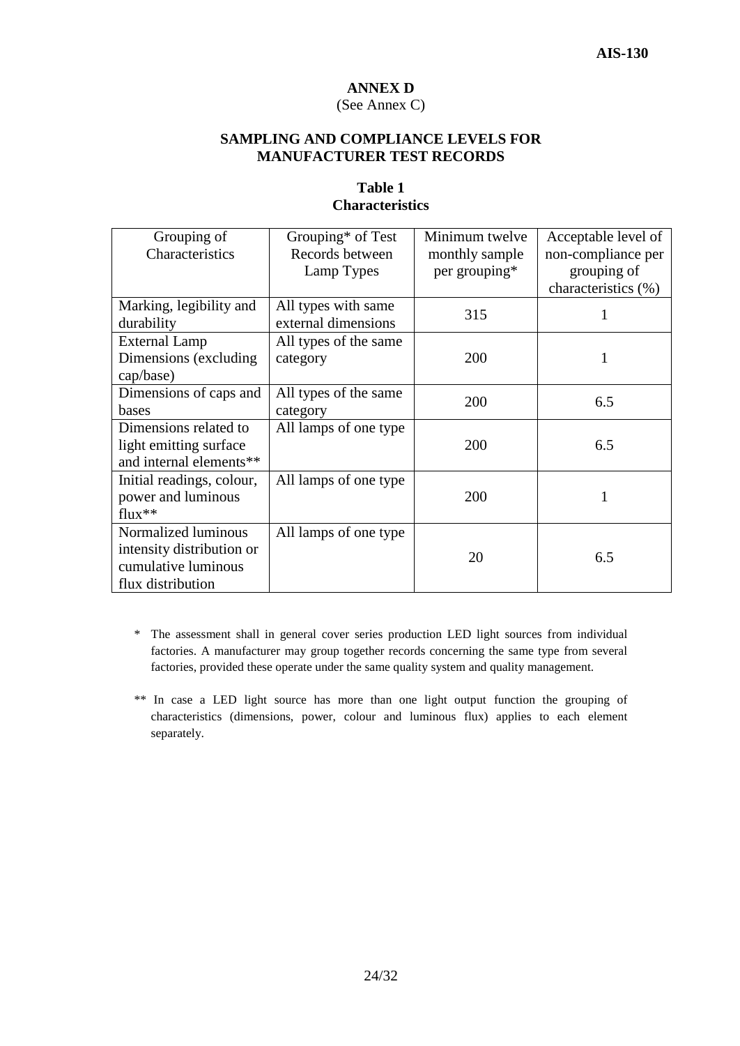# ANNEX D

(See Annex C)

## SAMPLING AND COMPLIANCE LEVELS FOR MANUFACTURER TEST RECORDS

### Table 1
### Characteristics

| Grouping of Characteristics | Grouping* of Test Records between Lamp Types | Minimum twelve monthly sample per grouping* | Acceptable level of non-compliance per grouping of characteristics (%) |
|---|---|---|---|
| Marking, legibility and durability | All types with same external dimensions | 315 | 1 |
| External Lamp Dimensions (excluding cap/base) | All types of the same category | 200 | 1 |
| Dimensions of caps and bases | All types of the same category | 200 | 6.5 |
| Dimensions related to light emitting surface and internal elements** | All lamps of one type | 200 | 6.5 |
| Initial readings, colour, power and luminous flux** | All lamps of one type | 200 | 1 |
| Normalized luminous intensity distribution or cumulative luminous flux distribution | All lamps of one type | 20 | 6.5 |

\* The assessment shall in general cover series production LED light sources from individual factories. A manufacturer may group together records concerning the same type from several factories, provided these operate under the same quality system and quality management.

** In case a LED light source has more than one light output function the grouping of characteristics (dimensions, power, colour and luminous flux) applies to each element separately.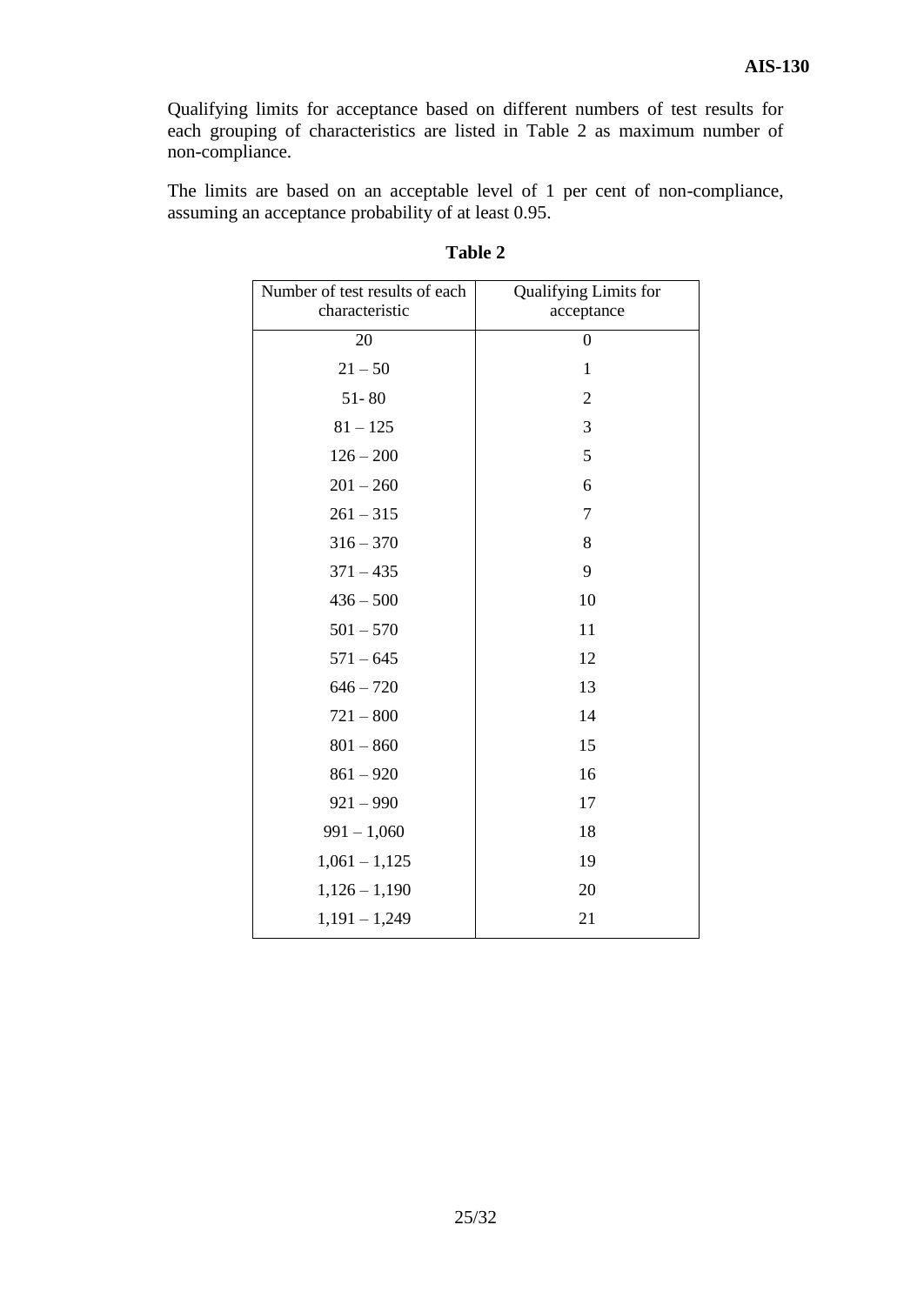Qualifying limits for acceptance based on different numbers of test results for each grouping of characteristics are listed in Table 2 as maximum number of non-compliance.

The limits are based on an acceptable level of 1 per cent of non-compliance, assuming an acceptance probability of at least 0.95.

**Table 2**

| Number of test results of each characteristic | Qualifying Limits for acceptance |
|---|---|
| 20 | 0 |
| 21 – 50 | 1 |
| 51- 80 | 2 |
| 81 – 125 | 3 |
| 126 – 200 | 5 |
| 201 – 260 | 6 |
| 261 – 315 | 7 |
| 316 – 370 | 8 |
| 371 – 435 | 9 |
| 436 – 500 | 10 |
| 501 – 570 | 11 |
| 571 – 645 | 12 |
| 646 – 720 | 13 |
| 721 – 800 | 14 |
| 801 – 860 | 15 |
| 861 – 920 | 16 |
| 921 – 990 | 17 |
| 991 – 1,060 | 18 |
| 1,061 – 1,125 | 19 |
| 1,126 – 1,190 | 20 |
| 1,191 – 1,249 | 21 |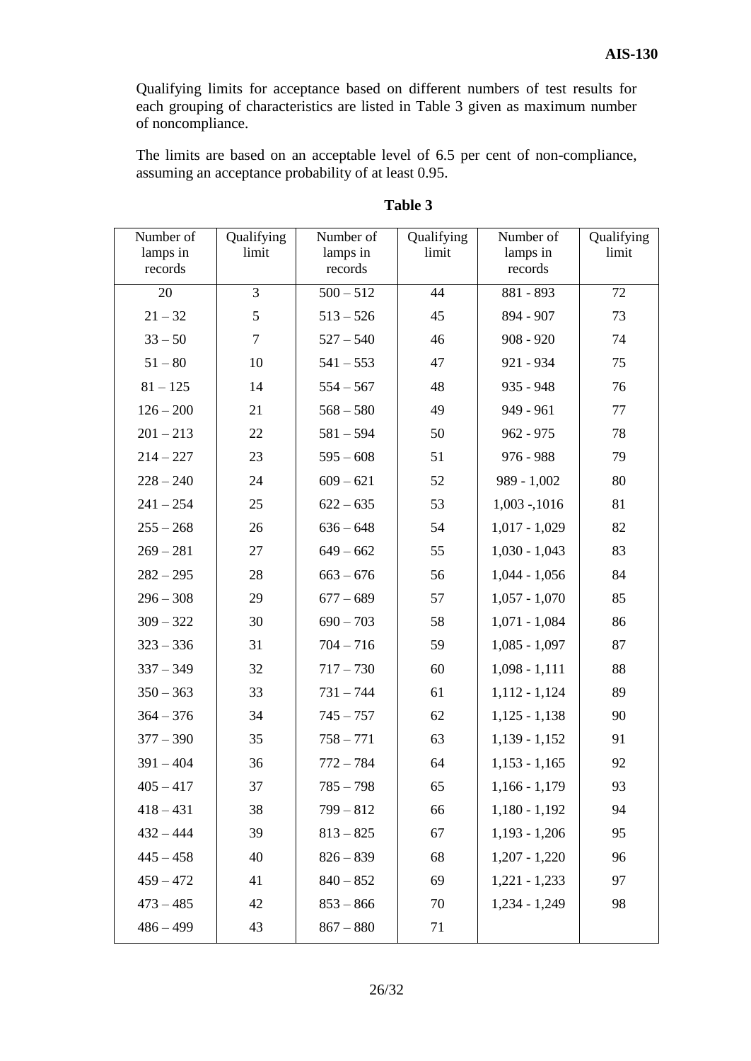Qualifying limits for acceptance based on different numbers of test results for each grouping of characteristics are listed in Table 3 given as maximum number of noncompliance.

The limits are based on an acceptable level of 6.5 per cent of non-compliance, assuming an acceptance probability of at least 0.95.

**Table 3**

| Number of lamps in records | Qualifying limit | Number of lamps in records | Qualifying limit | Number of lamps in records | Qualifying limit |
|---|---|---|---|---|---|
| 20 | 3 | 500 – 512 | 44 | 881 - 893 | 72 |
| 21 – 32 | 5 | 513 – 526 | 45 | 894 - 907 | 73 |
| 33 – 50 | 7 | 527 – 540 | 46 | 908 - 920 | 74 |
| 51 – 80 | 10 | 541 – 553 | 47 | 921 - 934 | 75 |
| 81 – 125 | 14 | 554 – 567 | 48 | 935 - 948 | 76 |
| 126 – 200 | 21 | 568 – 580 | 49 | 949 - 961 | 77 |
| 201 – 213 | 22 | 581 – 594 | 50 | 962 - 975 | 78 |
| 214 – 227 | 23 | 595 – 608 | 51 | 976 - 988 | 79 |
| 228 – 240 | 24 | 609 – 621 | 52 | 989 - 1,002 | 80 |
| 241 – 254 | 25 | 622 – 635 | 53 | 1,003 -,1016 | 81 |
| 255 – 268 | 26 | 636 – 648 | 54 | 1,017 - 1,029 | 82 |
| 269 – 281 | 27 | 649 – 662 | 55 | 1,030 - 1,043 | 83 |
| 282 – 295 | 28 | 663 – 676 | 56 | 1,044 - 1,056 | 84 |
| 296 – 308 | 29 | 677 – 689 | 57 | 1,057 - 1,070 | 85 |
| 309 – 322 | 30 | 690 – 703 | 58 | 1,071 - 1,084 | 86 |
| 323 – 336 | 31 | 704 – 716 | 59 | 1,085 - 1,097 | 87 |
| 337 – 349 | 32 | 717 – 730 | 60 | 1,098 - 1,111 | 88 |
| 350 – 363 | 33 | 731 – 744 | 61 | 1,112 - 1,124 | 89 |
| 364 – 376 | 34 | 745 – 757 | 62 | 1,125 - 1,138 | 90 |
| 377 – 390 | 35 | 758 – 771 | 63 | 1,139 - 1,152 | 91 |
| 391 – 404 | 36 | 772 – 784 | 64 | 1,153 - 1,165 | 92 |
| 405 – 417 | 37 | 785 – 798 | 65 | 1,166 - 1,179 | 93 |
| 418 – 431 | 38 | 799 – 812 | 66 | 1,180 - 1,192 | 94 |
| 432 – 444 | 39 | 813 – 825 | 67 | 1,193 - 1,206 | 95 |
| 445 – 458 | 40 | 826 – 839 | 68 | 1,207 - 1,220 | 96 |
| 459 – 472 | 41 | 840 – 852 | 69 | 1,221 - 1,233 | 97 |
| 473 – 485 | 42 | 853 – 866 | 70 | 1,234 - 1,249 | 98 |
| 486 – 499 | 43 | 867 – 880 | 71 | | |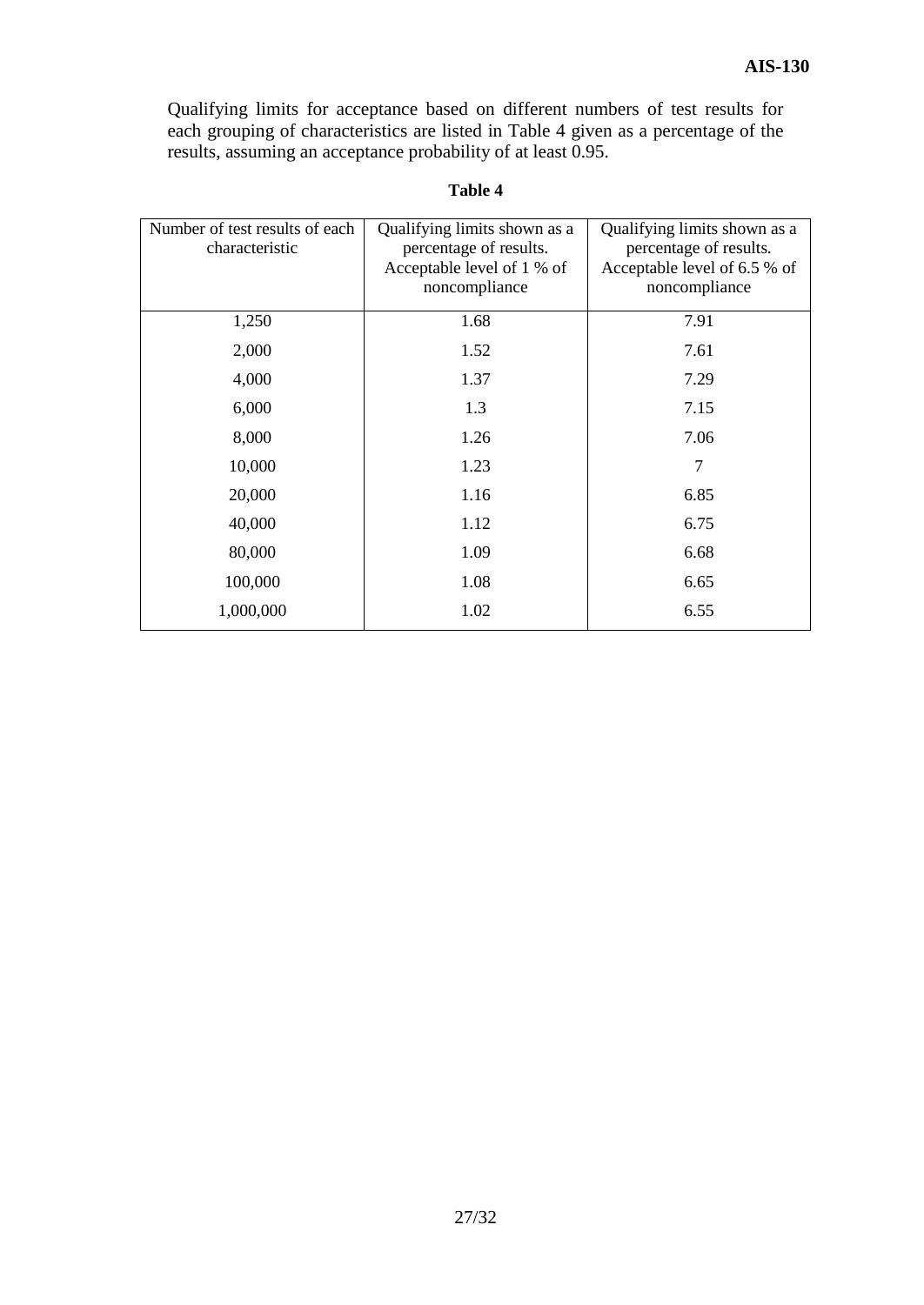Qualifying limits for acceptance based on different numbers of test results for each grouping of characteristics are listed in Table 4 given as a percentage of the results, assuming an acceptance probability of at least 0.95.

**Table 4**

| Number of test results of each characteristic | Qualifying limits shown as a percentage of results. Acceptable level of 1 % of noncompliance | Qualifying limits shown as a percentage of results. Acceptable level of 6.5 % of noncompliance |
|---|---|---|
| 1,250 | 1.68 | 7.91 |
| 2,000 | 1.52 | 7.61 |
| 4,000 | 1.37 | 7.29 |
| 6,000 | 1.3 | 7.15 |
| 8,000 | 1.26 | 7.06 |
| 10,000 | 1.23 | 7 |
| 20,000 | 1.16 | 6.85 |
| 40,000 | 1.12 | 6.75 |
| 80,000 | 1.09 | 6.68 |
| 100,000 | 1.08 | 6.65 |
| 1,000,000 | 1.02 | 6.55 |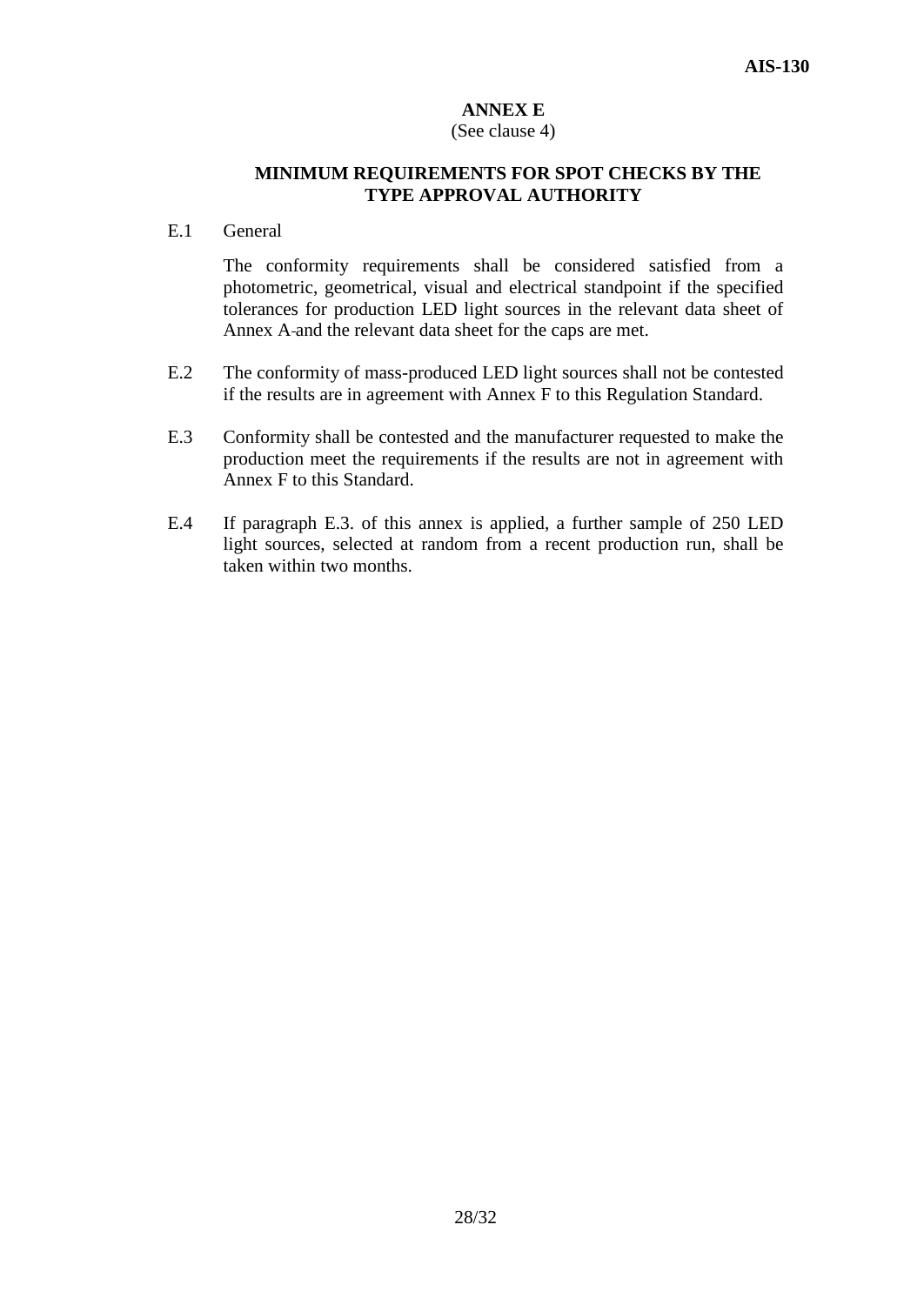# ANNEX E

(See clause 4)

## MINIMUM REQUIREMENTS FOR SPOT CHECKS BY THE TYPE APPROVAL AUTHORITY

E.1 General

The conformity requirements shall be considered satisfied from a photometric, geometrical, visual and electrical standpoint if the specified tolerances for production LED light sources in the relevant data sheet of Annex A and the relevant data sheet for the caps are met.

E.2 The conformity of mass-produced LED light sources shall not be contested if the results are in agreement with Annex F to this Regulation Standard.

E.3 Conformity shall be contested and the manufacturer requested to make the production meet the requirements if the results are not in agreement with Annex F to this Standard.

E.4 If paragraph E.3. of this annex is applied, a further sample of 250 LED light sources, selected at random from a recent production run, shall be taken within two months.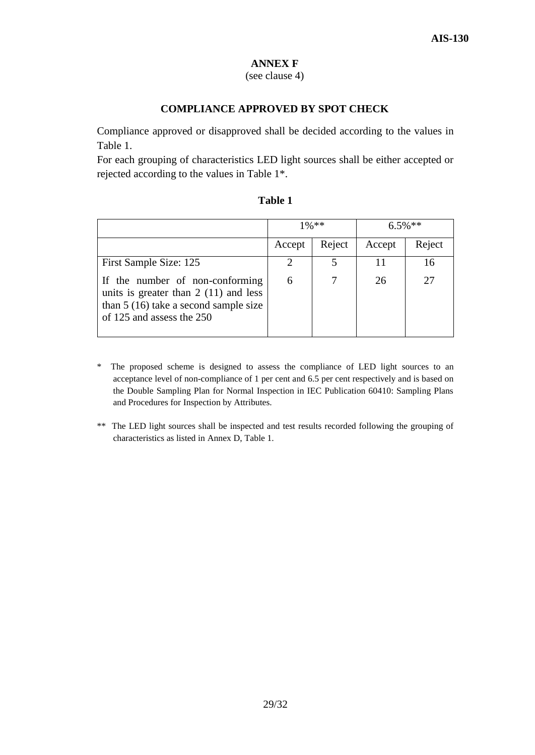## ANNEX F

(see clause 4)

### COMPLIANCE APPROVED BY SPOT CHECK

Compliance approved or disapproved shall be decided according to the values in Table 1.

For each grouping of characteristics LED light sources shall be either accepted or rejected according to the values in Table 1*.

**Table 1**

| | 1%** | | 6.5%** | |
|---|---|---|---|---|
| | Accept | Reject | Accept | Reject |
| First Sample Size: 125 | 2 | 5 | 11 | 16 |
| If the number of non-conforming units is greater than 2 (11) and less than 5 (16) take a second sample size of 125 and assess the 250 | 6 | 7 | 26 | 27 |

\* The proposed scheme is designed to assess the compliance of LED light sources to an acceptance level of non-compliance of 1 per cent and 6.5 per cent respectively and is based on the Double Sampling Plan for Normal Inspection in IEC Publication 60410: Sampling Plans and Procedures for Inspection by Attributes.

** The LED light sources shall be inspected and test results recorded following the grouping of characteristics as listed in Annex D, Table 1.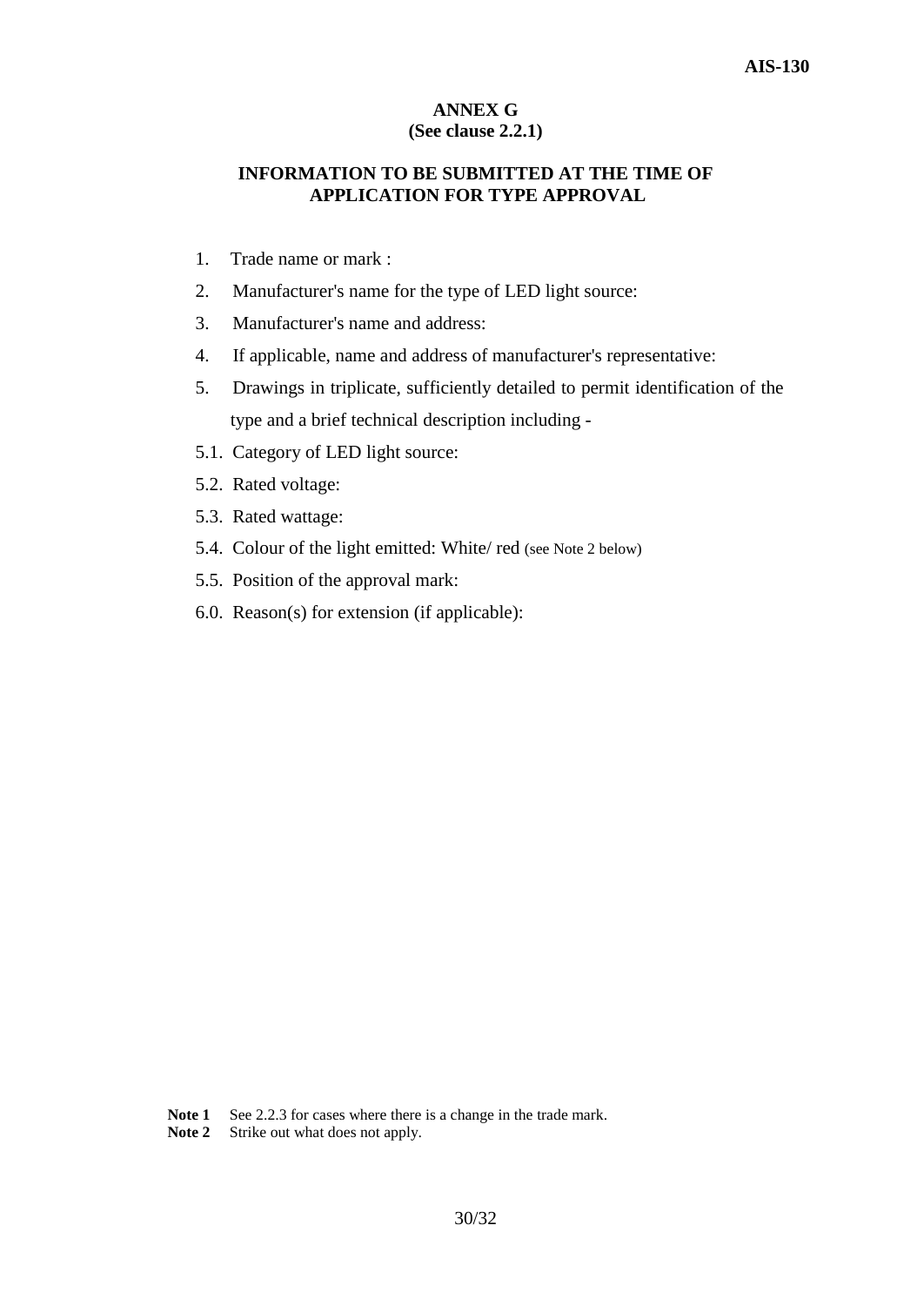# ANNEX G

**(See clause 2.2.1)**

## INFORMATION TO BE SUBMITTED AT THE TIME OF APPLICATION FOR TYPE APPROVAL

1. Trade name or mark :
2. Manufacturer's name for the type of LED light source:
3. Manufacturer's name and address:
4. If applicable, name and address of manufacturer's representative:
5. Drawings in triplicate, sufficiently detailed to permit identification of the type and a brief technical description including -

5.1. Category of LED light source:

5.2. Rated voltage:

5.3. Rated wattage:

5.4. Colour of the light emitted: White/ red (see Note 2 below)

5.5. Position of the approval mark:

6.0. Reason(s) for extension (if applicable):

**Note 1** See 2.2.3 for cases where there is a change in the trade mark.

**Note 2** Strike out what does not apply.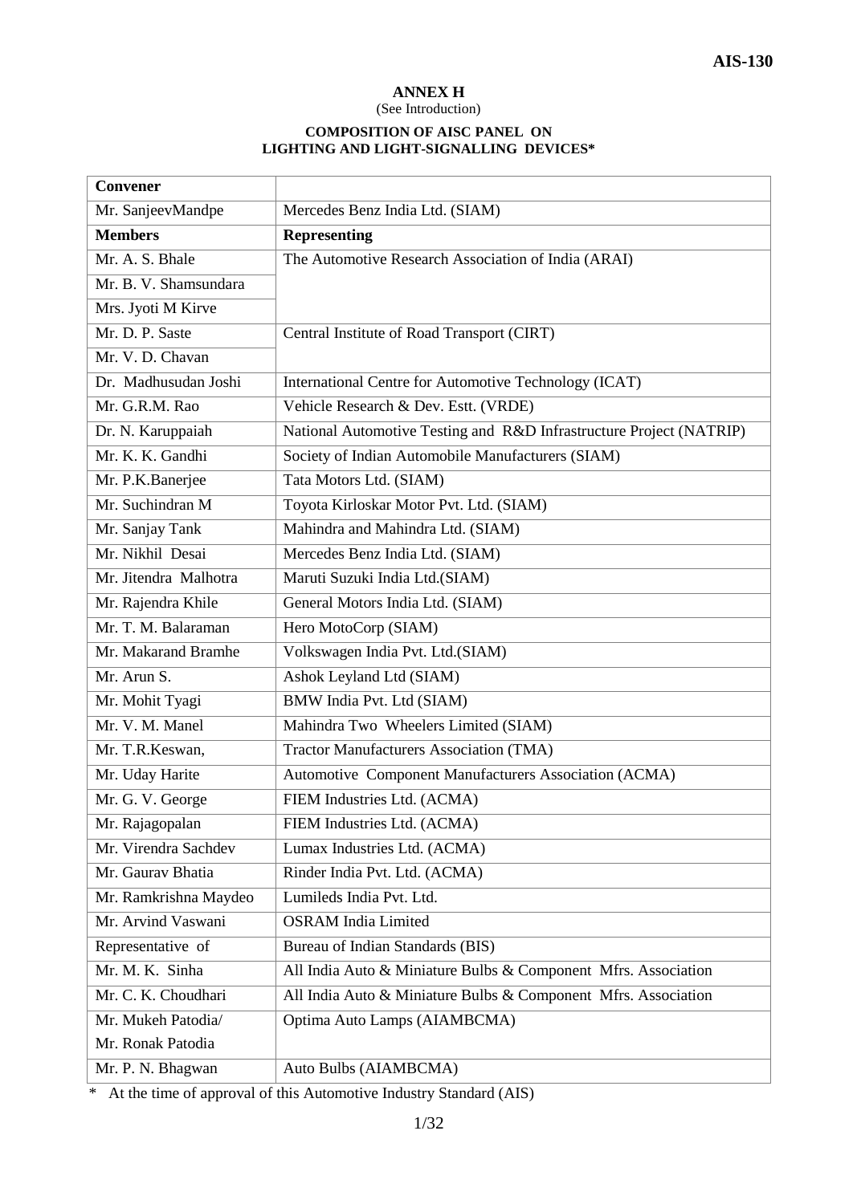**ANNEX H**

(See Introduction)

**COMPOSITION OF AISC PANEL ON LIGHTING AND LIGHT-SIGNALLING DEVICES***

| **Convener** | |
|---|---|
| Mr. SanjeevMandpe | Mercedes Benz India Ltd. (SIAM) |
| **Members** | **Representing** |
| Mr. A. S. Bhale | The Automotive Research Association of India (ARAI) |
| Mr. B. V. Shamsundara | |
| Mrs. Jyoti M Kirve | |
| Mr. D. P. Saste | Central Institute of Road Transport (CIRT) |
| Mr. V. D. Chavan | |
| Dr. Madhusudan Joshi | International Centre for Automotive Technology (ICAT) |
| Mr. G.R.M. Rao | Vehicle Research & Dev. Estt. (VRDE) |
| Dr. N. Karuppaiah | National Automotive Testing and R&D Infrastructure Project (NATRIP) |
| Mr. K. K. Gandhi | Society of Indian Automobile Manufacturers (SIAM) |
| Mr. P.K.Banerjee | Tata Motors Ltd. (SIAM) |
| Mr. Suchindran M | Toyota Kirloskar Motor Pvt. Ltd. (SIAM) |
| Mr. Sanjay Tank | Mahindra and Mahindra Ltd. (SIAM) |
| Mr. Nikhil Desai | Mercedes Benz India Ltd. (SIAM) |
| Mr. Jitendra Malhotra | Maruti Suzuki India Ltd.(SIAM) |
| Mr. Rajendra Khile | General Motors India Ltd. (SIAM) |
| Mr. T. M. Balaraman | Hero MotoCorp (SIAM) |
| Mr. Makarand Bramhe | Volkswagen India Pvt. Ltd.(SIAM) |
| Mr. Arun S. | Ashok Leyland Ltd (SIAM) |
| Mr. Mohit Tyagi | BMW India Pvt. Ltd (SIAM) |
| Mr. V. M. Manel | Mahindra Two Wheelers Limited (SIAM) |
| Mr. T.R.Keswan, | Tractor Manufacturers Association (TMA) |
| Mr. Uday Harite | Automotive Component Manufacturers Association (ACMA) |
| Mr. G. V. George | FIEM Industries Ltd. (ACMA) |
| Mr. Rajagopalan | FIEM Industries Ltd. (ACMA) |
| Mr. Virendra Sachdev | Lumax Industries Ltd. (ACMA) |
| Mr. Gaurav Bhatia | Rinder India Pvt. Ltd. (ACMA) |
| Mr. Ramkrishna Maydeo | Lumileds India Pvt. Ltd. |
| Mr. Arvind Vaswani | OSRAM India Limited |
| Representative of | Bureau of Indian Standards (BIS) |
| Mr. M. K. Sinha | All India Auto & Miniature Bulbs & Component Mfrs. Association |
| Mr. C. K. Choudhari | All India Auto & Miniature Bulbs & Component Mfrs. Association |
| Mr. Mukeh Patodia/ Mr. Ronak Patodia | Optima Auto Lamps (AIAMBCMA) |
| Mr. P. N. Bhagwan | Auto Bulbs (AIAMBCMA) |

\* At the time of approval of this Automotive Industry Standard (AIS)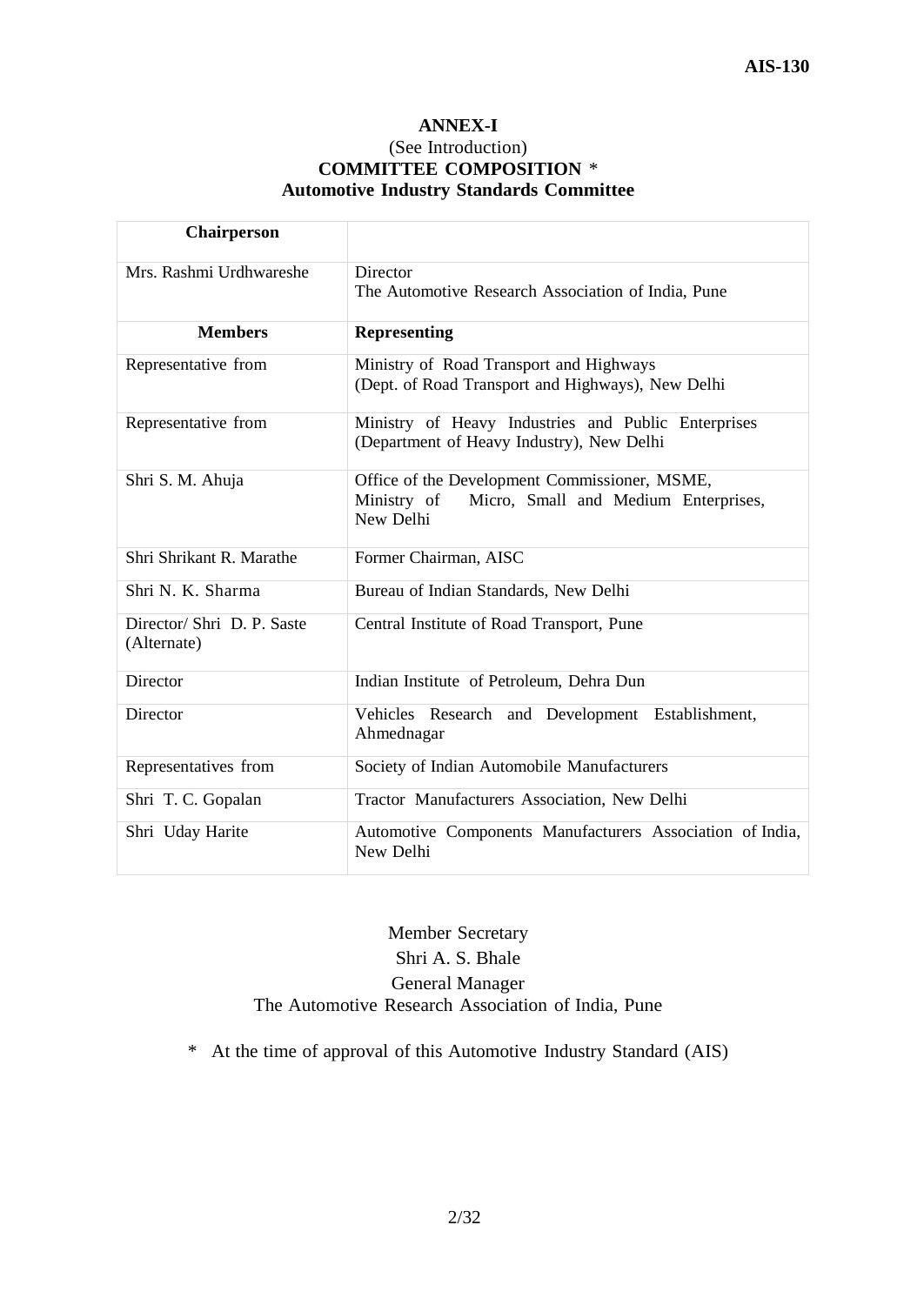## ANNEX-I

(See Introduction)

**COMMITTEE COMPOSITION** *

**Automotive Industry Standards Committee**

| **Chairperson** | |
|---|---|
| Mrs. Rashmi Urdhwareshe | Director<br>The Automotive Research Association of India, Pune |
| **Members** | **Representing** |
| Representative from | Ministry of Road Transport and Highways<br>(Dept. of Road Transport and Highways), New Delhi |
| Representative from | Ministry of Heavy Industries and Public Enterprises<br>(Department of Heavy Industry), New Delhi |
| Shri S. M. Ahuja | Office of the Development Commissioner, MSME,<br>Ministry of Micro, Small and Medium Enterprises,<br>New Delhi |
| Shri Shrikant R. Marathe | Former Chairman, AISC |
| Shri N. K. Sharma | Bureau of Indian Standards, New Delhi |
| Director/ Shri D. P. Saste (Alternate) | Central Institute of Road Transport, Pune |
| Director | Indian Institute of Petroleum, Dehra Dun |
| Director | Vehicles Research and Development Establishment, Ahmednagar |
| Representatives from | Society of Indian Automobile Manufacturers |
| Shri T. C. Gopalan | Tractor Manufacturers Association, New Delhi |
| Shri Uday Harite | Automotive Components Manufacturers Association of India, New Delhi |

Member Secretary
Shri A. S. Bhale
General Manager
The Automotive Research Association of India, Pune

\* At the time of approval of this Automotive Industry Standard (AIS)